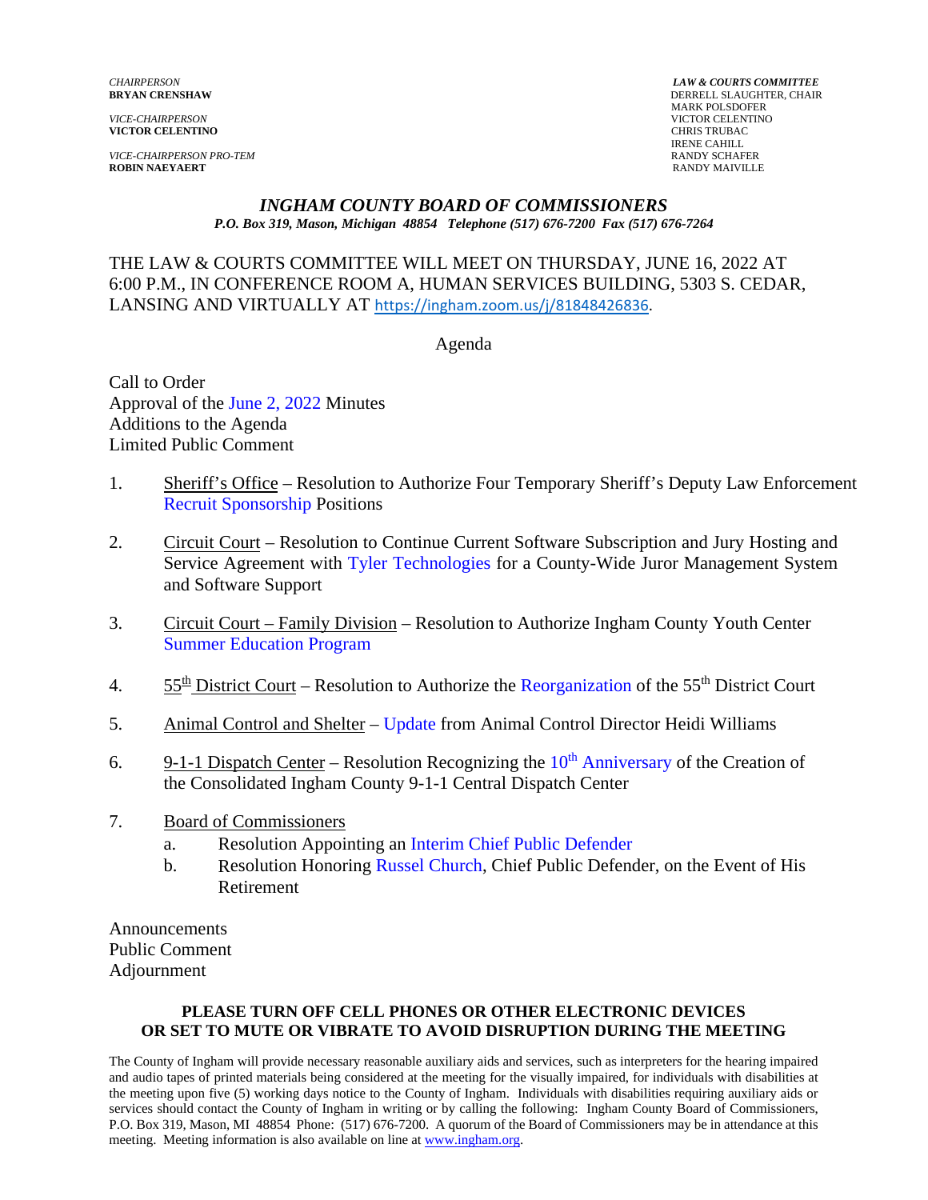*CHAIRPERSON*
**BRYAN CRENSHAW**

*VICE-CHAIRPERSON*
**VICTOR CELENTINO**

*VICE-CHAIRPERSON PRO-TEM*
**ROBIN NAEYAERT**

***LAW & COURTS COMMITTEE***
DERRELL SLAUGHTER, CHAIR
MARK POLSDOFER
VICTOR CELENTINO
CHRIS TRUBAC
IRENE CAHILL
RANDY SCHAFER
RANDY MAIVILLE

## *INGHAM COUNTY BOARD OF COMMISSIONERS*

*P.O. Box 319, Mason, Michigan 48854 Telephone (517) 676-7200 Fax (517) 676-7264*

THE LAW & COURTS COMMITTEE WILL MEET ON THURSDAY, JUNE 16, 2022 AT 6:00 P.M., IN CONFERENCE ROOM A, HUMAN SERVICES BUILDING, 5303 S. CEDAR, LANSING AND VIRTUALLY AT https://ingham.zoom.us/j/81848426836.

Agenda

Call to Order
Approval of the June 2, 2022 Minutes
Additions to the Agenda
Limited Public Comment

1. Sheriff's Office – Resolution to Authorize Four Temporary Sheriff's Deputy Law Enforcement Recruit Sponsorship Positions

2. Circuit Court – Resolution to Continue Current Software Subscription and Jury Hosting and Service Agreement with Tyler Technologies for a County-Wide Juror Management System and Software Support

3. Circuit Court – Family Division – Resolution to Authorize Ingham County Youth Center Summer Education Program

4. 55th District Court – Resolution to Authorize the Reorganization of the 55th District Court

5. Animal Control and Shelter – Update from Animal Control Director Heidi Williams

6. 9-1-1 Dispatch Center – Resolution Recognizing the 10th Anniversary of the Creation of the Consolidated Ingham County 9-1-1 Central Dispatch Center

7. Board of Commissioners
   a. Resolution Appointing an Interim Chief Public Defender
   b. Resolution Honoring Russel Church, Chief Public Defender, on the Event of His Retirement

Announcements
Public Comment
Adjournment

**PLEASE TURN OFF CELL PHONES OR OTHER ELECTRONIC DEVICES OR SET TO MUTE OR VIBRATE TO AVOID DISRUPTION DURING THE MEETING**

The County of Ingham will provide necessary reasonable auxiliary aids and services, such as interpreters for the hearing impaired and audio tapes of printed materials being considered at the meeting for the visually impaired, for individuals with disabilities at the meeting upon five (5) working days notice to the County of Ingham. Individuals with disabilities requiring auxiliary aids or services should contact the County of Ingham in writing or by calling the following: Ingham County Board of Commissioners, P.O. Box 319, Mason, MI 48854 Phone: (517) 676-7200. A quorum of the Board of Commissioners may be in attendance at this meeting. Meeting information is also available on line at www.ingham.org.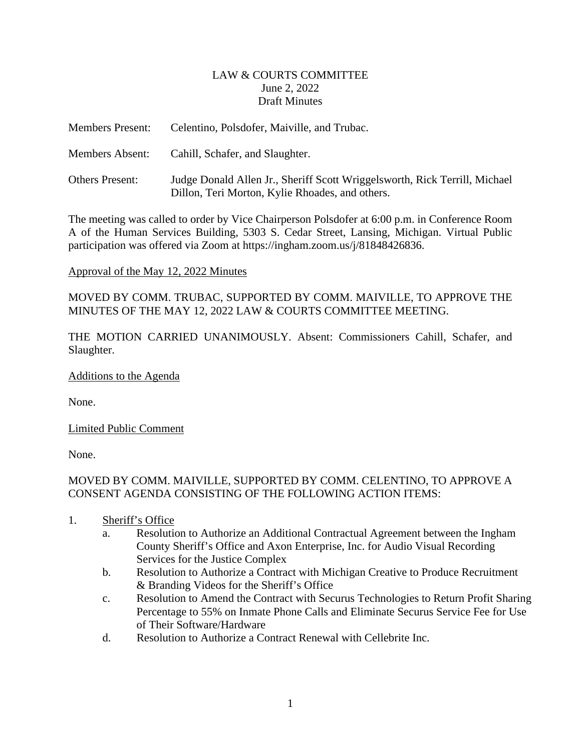LAW & COURTS COMMITTEE
June 2, 2022
Draft Minutes

Members Present: Celentino, Polsdofer, Maiville, and Trubac.

Members Absent: Cahill, Schafer, and Slaughter.

Others Present: Judge Donald Allen Jr., Sheriff Scott Wriggelsworth, Rick Terrill, Michael Dillon, Teri Morton, Kylie Rhoades, and others.

The meeting was called to order by Vice Chairperson Polsdofer at 6:00 p.m. in Conference Room A of the Human Services Building, 5303 S. Cedar Street, Lansing, Michigan. Virtual Public participation was offered via Zoom at https://ingham.zoom.us/j/81848426836.

Approval of the May 12, 2022 Minutes

MOVED BY COMM. TRUBAC, SUPPORTED BY COMM. MAIVILLE, TO APPROVE THE MINUTES OF THE MAY 12, 2022 LAW & COURTS COMMITTEE MEETING.

THE MOTION CARRIED UNANIMOUSLY. Absent: Commissioners Cahill, Schafer, and Slaughter.

Additions to the Agenda

None.

Limited Public Comment

None.

MOVED BY COMM. MAIVILLE, SUPPORTED BY COMM. CELENTINO, TO APPROVE A CONSENT AGENDA CONSISTING OF THE FOLLOWING ACTION ITEMS:

1. Sheriff's Office
   a. Resolution to Authorize an Additional Contractual Agreement between the Ingham County Sheriff's Office and Axon Enterprise, Inc. for Audio Visual Recording Services for the Justice Complex
   b. Resolution to Authorize a Contract with Michigan Creative to Produce Recruitment & Branding Videos for the Sheriff's Office
   c. Resolution to Amend the Contract with Securus Technologies to Return Profit Sharing Percentage to 55% on Inmate Phone Calls and Eliminate Securus Service Fee for Use of Their Software/Hardware
   d. Resolution to Authorize a Contract Renewal with Cellebrite Inc.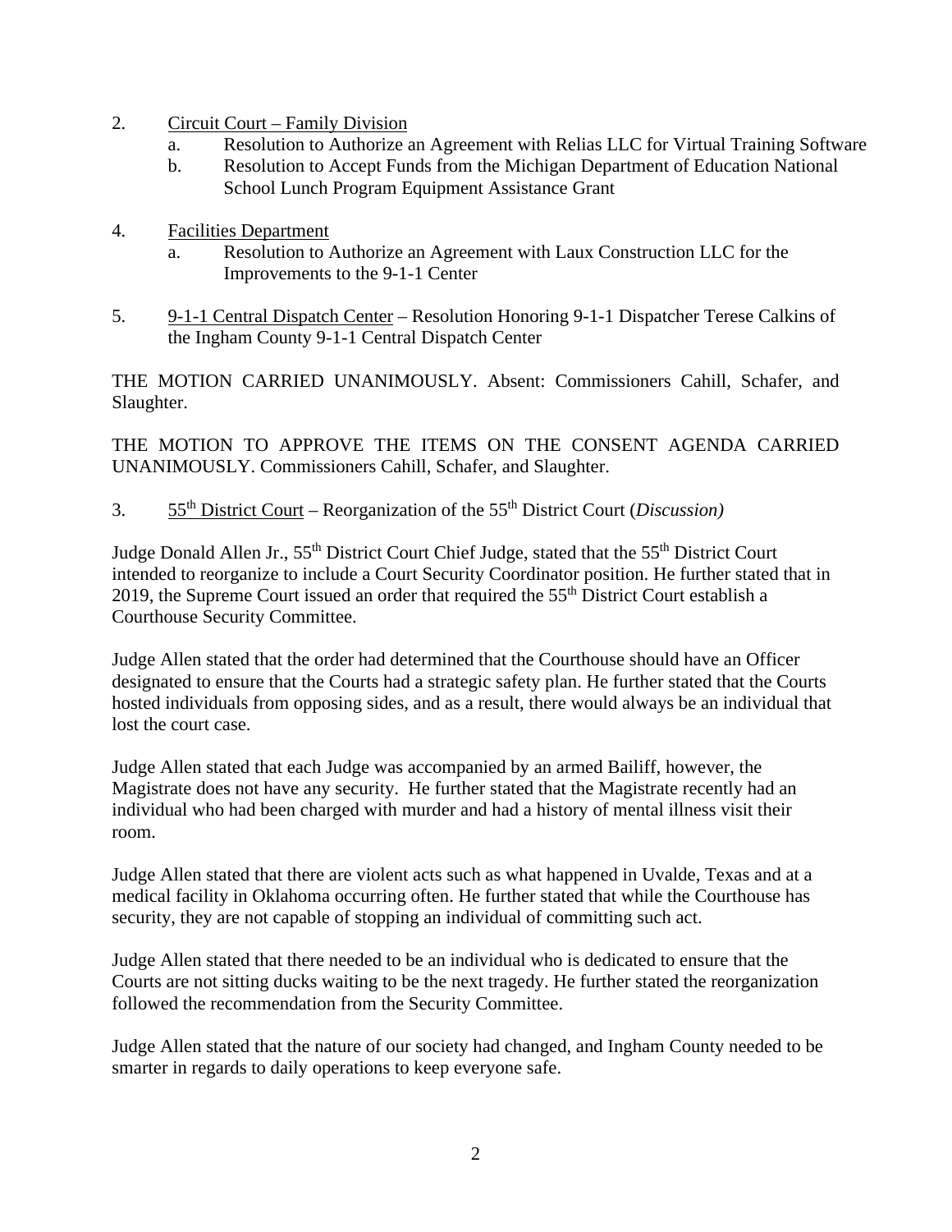2. Circuit Court – Family Division
    a. Resolution to Authorize an Agreement with Relias LLC for Virtual Training Software
    b. Resolution to Accept Funds from the Michigan Department of Education National School Lunch Program Equipment Assistance Grant

4. Facilities Department
    a. Resolution to Authorize an Agreement with Laux Construction LLC for the Improvements to the 9-1-1 Center

5. 9-1-1 Central Dispatch Center – Resolution Honoring 9-1-1 Dispatcher Terese Calkins of the Ingham County 9-1-1 Central Dispatch Center

THE MOTION CARRIED UNANIMOUSLY. Absent: Commissioners Cahill, Schafer, and Slaughter.

THE MOTION TO APPROVE THE ITEMS ON THE CONSENT AGENDA CARRIED UNANIMOUSLY. Commissioners Cahill, Schafer, and Slaughter.

3. 55th District Court – Reorganization of the 55th District Court (*Discussion)*

Judge Donald Allen Jr., 55th District Court Chief Judge, stated that the 55th District Court intended to reorganize to include a Court Security Coordinator position. He further stated that in 2019, the Supreme Court issued an order that required the 55th District Court establish a Courthouse Security Committee.

Judge Allen stated that the order had determined that the Courthouse should have an Officer designated to ensure that the Courts had a strategic safety plan. He further stated that the Courts hosted individuals from opposing sides, and as a result, there would always be an individual that lost the court case.

Judge Allen stated that each Judge was accompanied by an armed Bailiff, however, the Magistrate does not have any security. He further stated that the Magistrate recently had an individual who had been charged with murder and had a history of mental illness visit their room.

Judge Allen stated that there are violent acts such as what happened in Uvalde, Texas and at a medical facility in Oklahoma occurring often. He further stated that while the Courthouse has security, they are not capable of stopping an individual of committing such act.

Judge Allen stated that there needed to be an individual who is dedicated to ensure that the Courts are not sitting ducks waiting to be the next tragedy. He further stated the reorganization followed the recommendation from the Security Committee.

Judge Allen stated that the nature of our society had changed, and Ingham County needed to be smarter in regards to daily operations to keep everyone safe.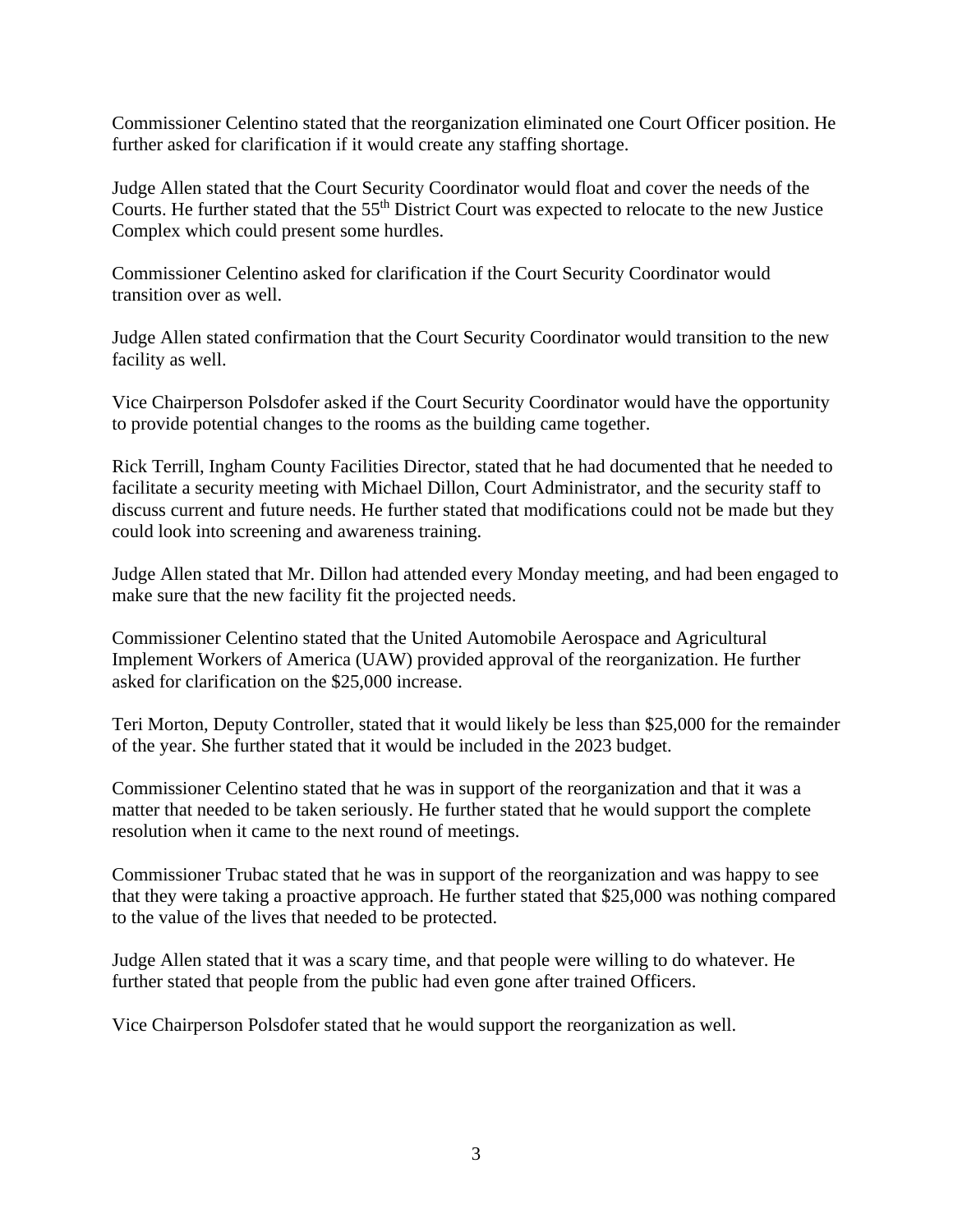Commissioner Celentino stated that the reorganization eliminated one Court Officer position. He further asked for clarification if it would create any staffing shortage.

Judge Allen stated that the Court Security Coordinator would float and cover the needs of the Courts. He further stated that the 55th District Court was expected to relocate to the new Justice Complex which could present some hurdles.

Commissioner Celentino asked for clarification if the Court Security Coordinator would transition over as well.

Judge Allen stated confirmation that the Court Security Coordinator would transition to the new facility as well.

Vice Chairperson Polsdofer asked if the Court Security Coordinator would have the opportunity to provide potential changes to the rooms as the building came together.

Rick Terrill, Ingham County Facilities Director, stated that he had documented that he needed to facilitate a security meeting with Michael Dillon, Court Administrator, and the security staff to discuss current and future needs. He further stated that modifications could not be made but they could look into screening and awareness training.

Judge Allen stated that Mr. Dillon had attended every Monday meeting, and had been engaged to make sure that the new facility fit the projected needs.

Commissioner Celentino stated that the United Automobile Aerospace and Agricultural Implement Workers of America (UAW) provided approval of the reorganization. He further asked for clarification on the $25,000 increase.

Teri Morton, Deputy Controller, stated that it would likely be less than $25,000 for the remainder of the year. She further stated that it would be included in the 2023 budget.

Commissioner Celentino stated that he was in support of the reorganization and that it was a matter that needed to be taken seriously. He further stated that he would support the complete resolution when it came to the next round of meetings.

Commissioner Trubac stated that he was in support of the reorganization and was happy to see that they were taking a proactive approach. He further stated that $25,000 was nothing compared to the value of the lives that needed to be protected.

Judge Allen stated that it was a scary time, and that people were willing to do whatever. He further stated that people from the public had even gone after trained Officers.

Vice Chairperson Polsdofer stated that he would support the reorganization as well.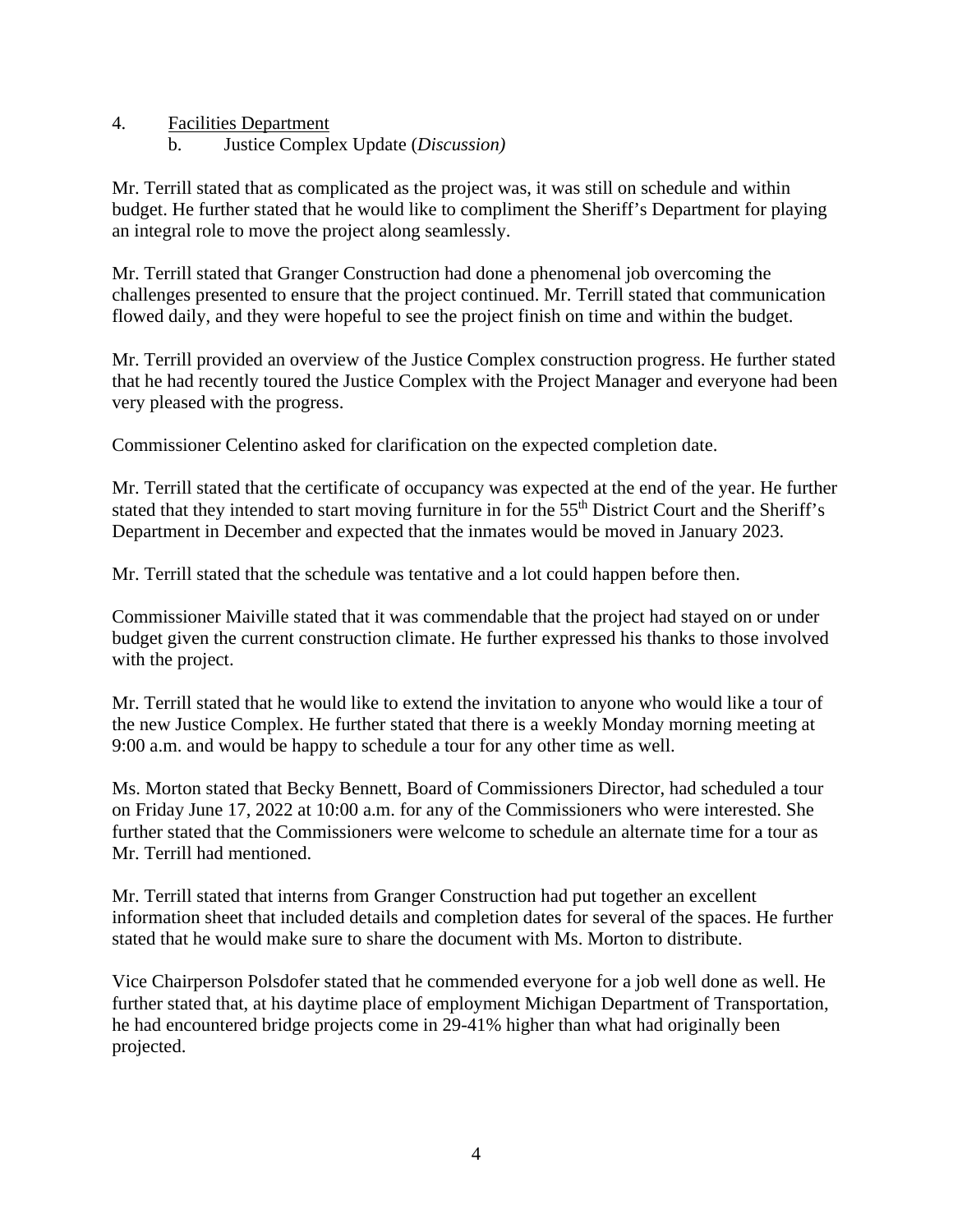4. Facilities Department
   b. Justice Complex Update (*Discussion)*

Mr. Terrill stated that as complicated as the project was, it was still on schedule and within budget. He further stated that he would like to compliment the Sheriff's Department for playing an integral role to move the project along seamlessly.

Mr. Terrill stated that Granger Construction had done a phenomenal job overcoming the challenges presented to ensure that the project continued. Mr. Terrill stated that communication flowed daily, and they were hopeful to see the project finish on time and within the budget.

Mr. Terrill provided an overview of the Justice Complex construction progress. He further stated that he had recently toured the Justice Complex with the Project Manager and everyone had been very pleased with the progress.

Commissioner Celentino asked for clarification on the expected completion date.

Mr. Terrill stated that the certificate of occupancy was expected at the end of the year. He further stated that they intended to start moving furniture in for the 55th District Court and the Sheriff's Department in December and expected that the inmates would be moved in January 2023.

Mr. Terrill stated that the schedule was tentative and a lot could happen before then.

Commissioner Maiville stated that it was commendable that the project had stayed on or under budget given the current construction climate. He further expressed his thanks to those involved with the project.

Mr. Terrill stated that he would like to extend the invitation to anyone who would like a tour of the new Justice Complex. He further stated that there is a weekly Monday morning meeting at 9:00 a.m. and would be happy to schedule a tour for any other time as well.

Ms. Morton stated that Becky Bennett, Board of Commissioners Director, had scheduled a tour on Friday June 17, 2022 at 10:00 a.m. for any of the Commissioners who were interested. She further stated that the Commissioners were welcome to schedule an alternate time for a tour as Mr. Terrill had mentioned.

Mr. Terrill stated that interns from Granger Construction had put together an excellent information sheet that included details and completion dates for several of the spaces. He further stated that he would make sure to share the document with Ms. Morton to distribute.

Vice Chairperson Polsdofer stated that he commended everyone for a job well done as well. He further stated that, at his daytime place of employment Michigan Department of Transportation, he had encountered bridge projects come in 29-41% higher than what had originally been projected.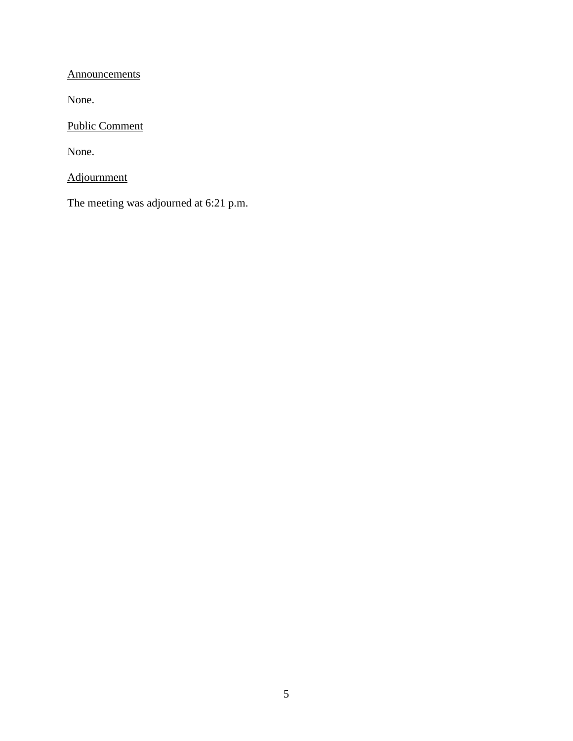Announcements

None.

Public Comment

None.

Adjournment

The meeting was adjourned at 6:21 p.m.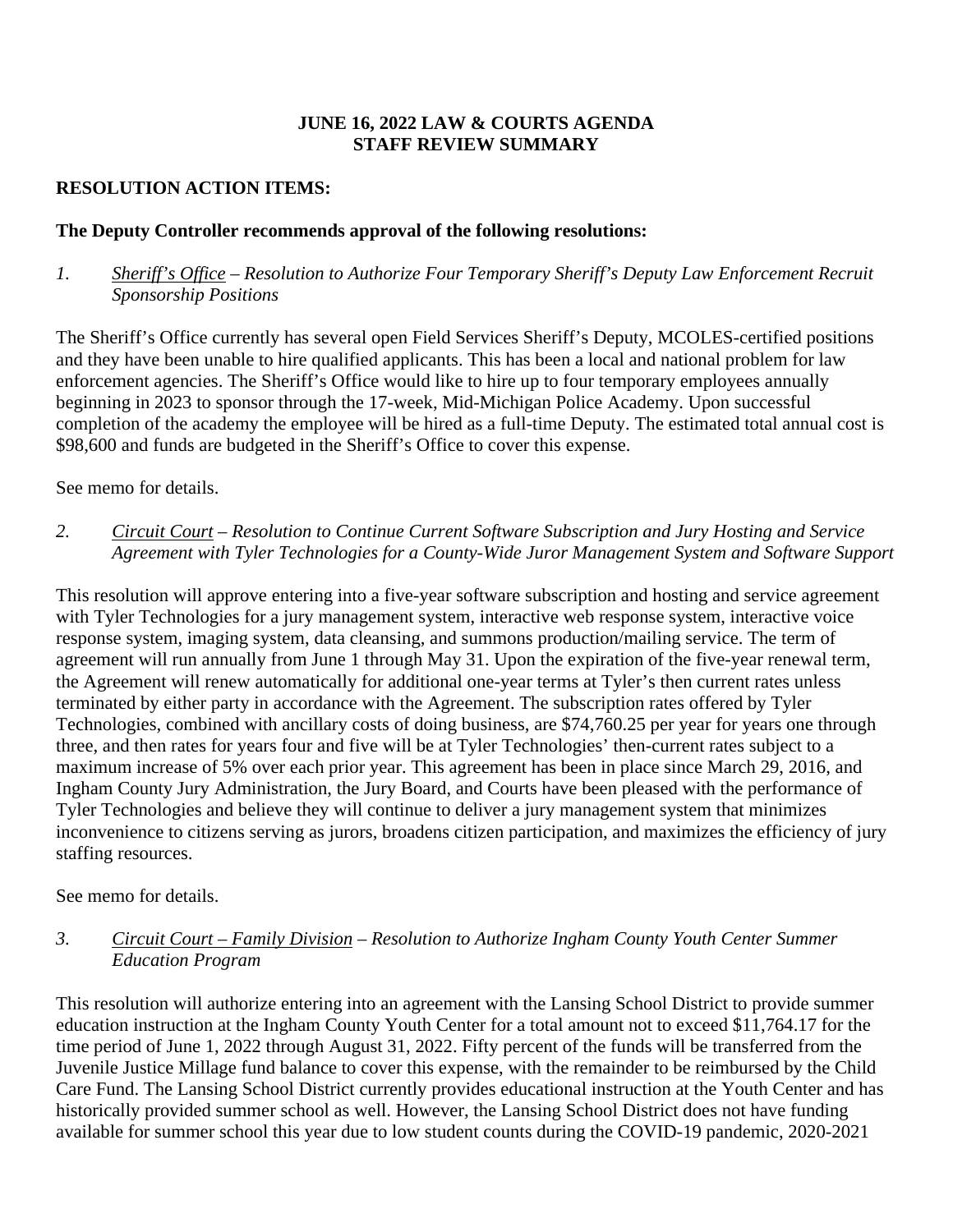**JUNE 16, 2022 LAW & COURTS AGENDA**
**STAFF REVIEW SUMMARY**

**RESOLUTION ACTION ITEMS:**

**The Deputy Controller recommends approval of the following resolutions:**

1. *Sheriff's Office – Resolution to Authorize Four Temporary Sheriff's Deputy Law Enforcement Recruit Sponsorship Positions*

The Sheriff's Office currently has several open Field Services Sheriff's Deputy, MCOLES-certified positions and they have been unable to hire qualified applicants. This has been a local and national problem for law enforcement agencies. The Sheriff's Office would like to hire up to four temporary employees annually beginning in 2023 to sponsor through the 17-week, Mid-Michigan Police Academy. Upon successful completion of the academy the employee will be hired as a full-time Deputy. The estimated total annual cost is $98,600 and funds are budgeted in the Sheriff's Office to cover this expense.

See memo for details.

2. *Circuit Court – Resolution to Continue Current Software Subscription and Jury Hosting and Service Agreement with Tyler Technologies for a County-Wide Juror Management System and Software Support*

This resolution will approve entering into a five-year software subscription and hosting and service agreement with Tyler Technologies for a jury management system, interactive web response system, interactive voice response system, imaging system, data cleansing, and summons production/mailing service. The term of agreement will run annually from June 1 through May 31. Upon the expiration of the five-year renewal term, the Agreement will renew automatically for additional one-year terms at Tyler's then current rates unless terminated by either party in accordance with the Agreement. The subscription rates offered by Tyler Technologies, combined with ancillary costs of doing business, are $74,760.25 per year for years one through three, and then rates for years four and five will be at Tyler Technologies' then-current rates subject to a maximum increase of 5% over each prior year. This agreement has been in place since March 29, 2016, and Ingham County Jury Administration, the Jury Board, and Courts have been pleased with the performance of Tyler Technologies and believe they will continue to deliver a jury management system that minimizes inconvenience to citizens serving as jurors, broadens citizen participation, and maximizes the efficiency of jury staffing resources.

See memo for details.

3. *Circuit Court – Family Division – Resolution to Authorize Ingham County Youth Center Summer Education Program*

This resolution will authorize entering into an agreement with the Lansing School District to provide summer education instruction at the Ingham County Youth Center for a total amount not to exceed $11,764.17 for the time period of June 1, 2022 through August 31, 2022. Fifty percent of the funds will be transferred from the Juvenile Justice Millage fund balance to cover this expense, with the remainder to be reimbursed by the Child Care Fund. The Lansing School District currently provides educational instruction at the Youth Center and has historically provided summer school as well. However, the Lansing School District does not have funding available for summer school this year due to low student counts during the COVID-19 pandemic, 2020-2021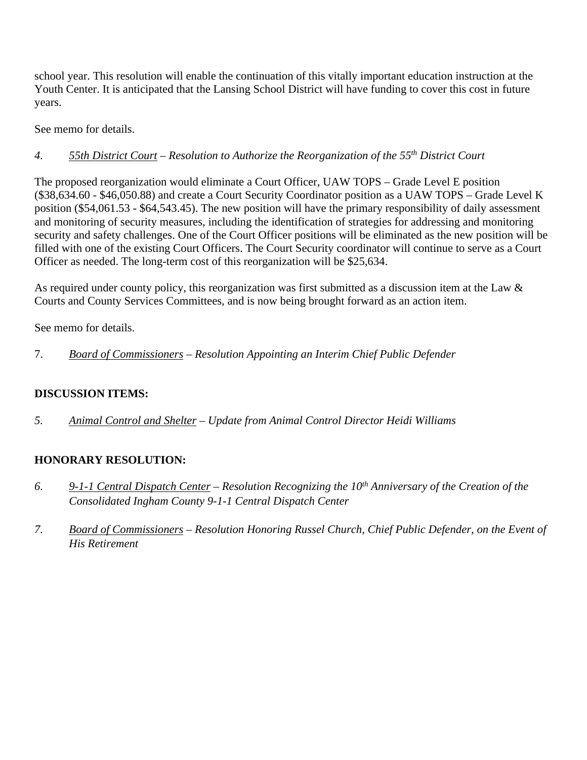school year. This resolution will enable the continuation of this vitally important education instruction at the Youth Center. It is anticipated that the Lansing School District will have funding to cover this cost in future years.

See memo for details.

4. *55th District Court – Resolution to Authorize the Reorganization of the 55th District Court*

The proposed reorganization would eliminate a Court Officer, UAW TOPS – Grade Level E position ($38,634.60 - $46,050.88) and create a Court Security Coordinator position as a UAW TOPS – Grade Level K position ($54,061.53 - $64,543.45). The new position will have the primary responsibility of daily assessment and monitoring of security measures, including the identification of strategies for addressing and monitoring security and safety challenges. One of the Court Officer positions will be eliminated as the new position will be filled with one of the existing Court Officers. The Court Security coordinator will continue to serve as a Court Officer as needed. The long-term cost of this reorganization will be $25,634.

As required under county policy, this reorganization was first submitted as a discussion item at the Law & Courts and County Services Committees, and is now being brought forward as an action item.

See memo for details.

7. *Board of Commissioners – Resolution Appointing an Interim Chief Public Defender*

**DISCUSSION ITEMS:**

5. *Animal Control and Shelter – Update from Animal Control Director Heidi Williams*

**HONORARY RESOLUTION:**

6. *9-1-1 Central Dispatch Center – Resolution Recognizing the 10th Anniversary of the Creation of the Consolidated Ingham County 9-1-1 Central Dispatch Center*

7. *Board of Commissioners – Resolution Honoring Russel Church, Chief Public Defender, on the Event of His Retirement*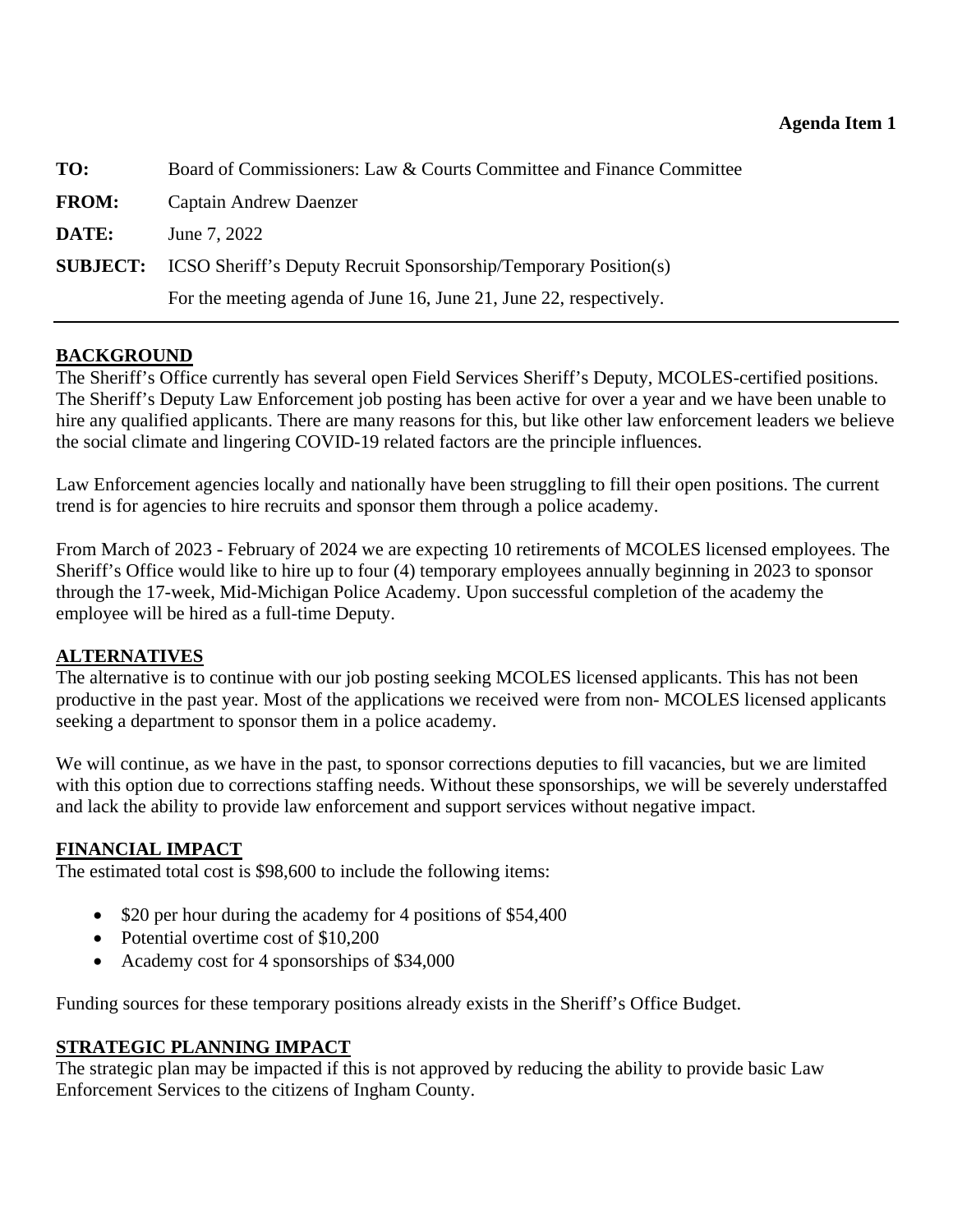**Agenda Item 1**

**TO:** Board of Commissioners: Law & Courts Committee and Finance Committee

**FROM:** Captain Andrew Daenzer

**DATE:** June 7, 2022

**SUBJECT:** ICSO Sheriff's Deputy Recruit Sponsorship/Temporary Position(s)
For the meeting agenda of June 16, June 21, June 22, respectively.

---

## BACKGROUND

The Sheriff's Office currently has several open Field Services Sheriff's Deputy, MCOLES-certified positions. The Sheriff's Deputy Law Enforcement job posting has been active for over a year and we have been unable to hire any qualified applicants. There are many reasons for this, but like other law enforcement leaders we believe the social climate and lingering COVID-19 related factors are the principle influences.

Law Enforcement agencies locally and nationally have been struggling to fill their open positions. The current trend is for agencies to hire recruits and sponsor them through a police academy.

From March of 2023 - February of 2024 we are expecting 10 retirements of MCOLES licensed employees. The Sheriff's Office would like to hire up to four (4) temporary employees annually beginning in 2023 to sponsor through the 17-week, Mid-Michigan Police Academy. Upon successful completion of the academy the employee will be hired as a full-time Deputy.

## ALTERNATIVES

The alternative is to continue with our job posting seeking MCOLES licensed applicants. This has not been productive in the past year. Most of the applications we received were from non- MCOLES licensed applicants seeking a department to sponsor them in a police academy.

We will continue, as we have in the past, to sponsor corrections deputies to fill vacancies, but we are limited with this option due to corrections staffing needs. Without these sponsorships, we will be severely understaffed and lack the ability to provide law enforcement and support services without negative impact.

## FINANCIAL IMPACT

The estimated total cost is $98,600 to include the following items:

- $20 per hour during the academy for 4 positions of $54,400
- Potential overtime cost of $10,200
- Academy cost for 4 sponsorships of $34,000

Funding sources for these temporary positions already exists in the Sheriff's Office Budget.

## STRATEGIC PLANNING IMPACT

The strategic plan may be impacted if this is not approved by reducing the ability to provide basic Law Enforcement Services to the citizens of Ingham County.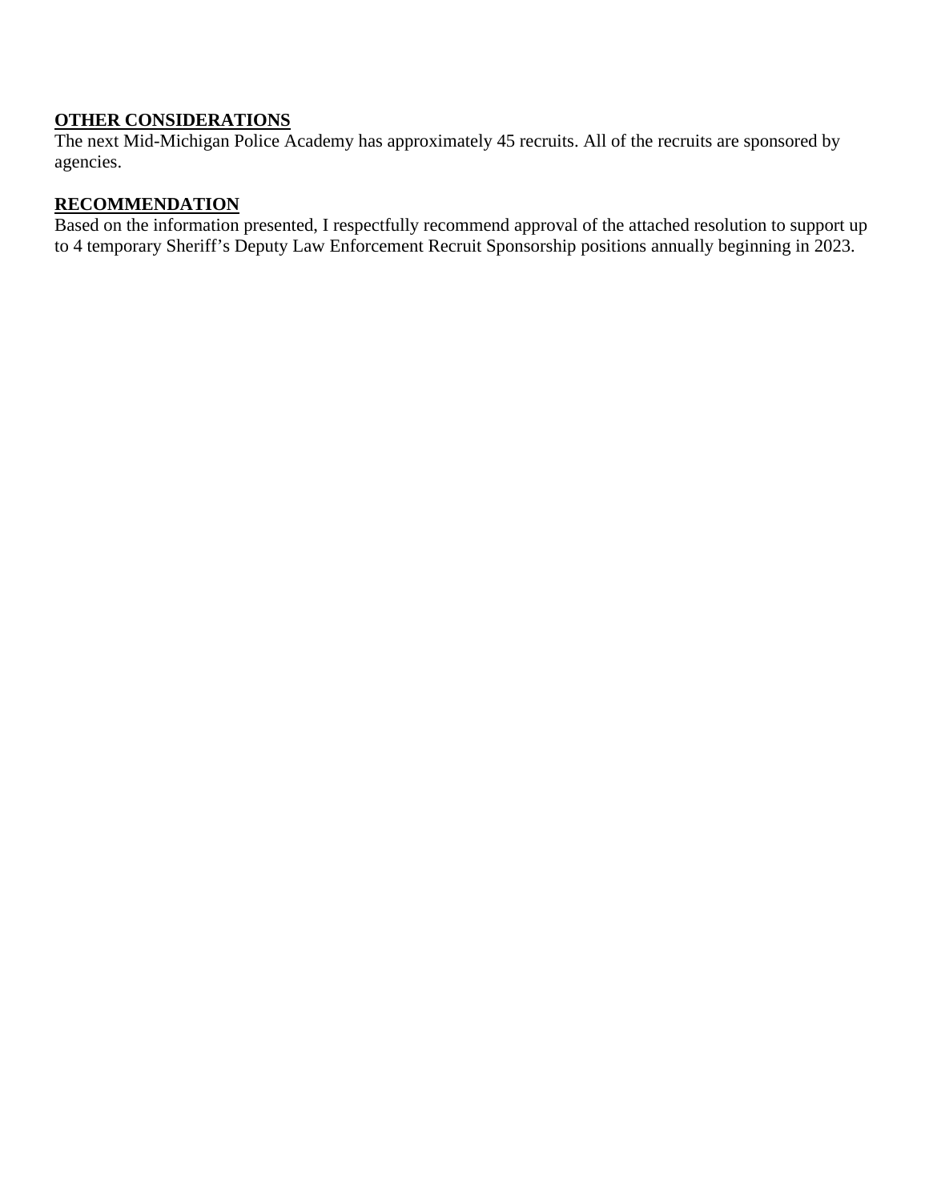**OTHER CONSIDERATIONS**

The next Mid-Michigan Police Academy has approximately 45 recruits. All of the recruits are sponsored by agencies.

**RECOMMENDATION**

Based on the information presented, I respectfully recommend approval of the attached resolution to support up to 4 temporary Sheriff's Deputy Law Enforcement Recruit Sponsorship positions annually beginning in 2023.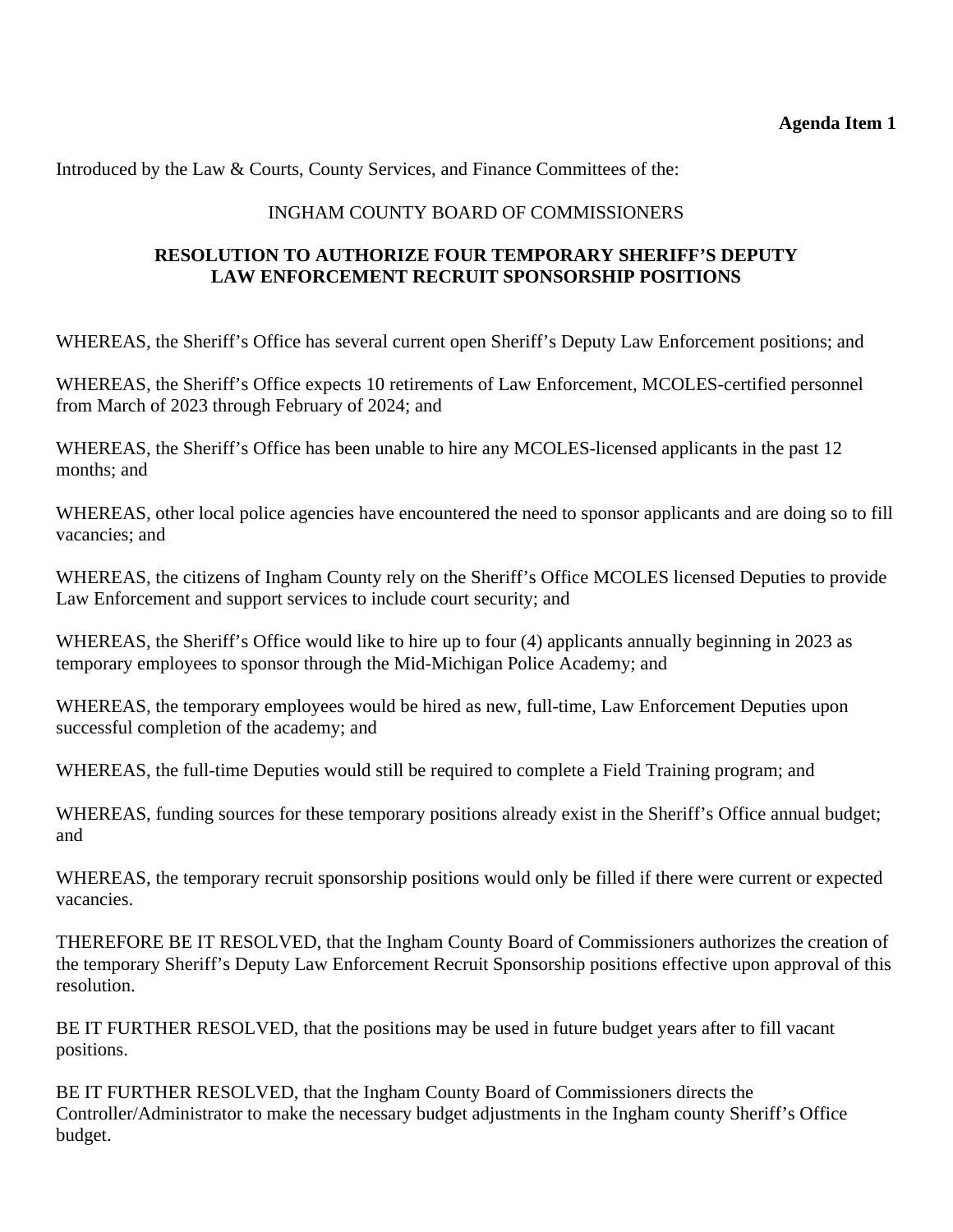**Agenda Item 1**

Introduced by the Law & Courts, County Services, and Finance Committees of the:

INGHAM COUNTY BOARD OF COMMISSIONERS

**RESOLUTION TO AUTHORIZE FOUR TEMPORARY SHERIFF'S DEPUTY LAW ENFORCEMENT RECRUIT SPONSORSHIP POSITIONS**

WHEREAS, the Sheriff's Office has several current open Sheriff's Deputy Law Enforcement positions; and

WHEREAS, the Sheriff's Office expects 10 retirements of Law Enforcement, MCOLES-certified personnel from March of 2023 through February of 2024; and

WHEREAS, the Sheriff's Office has been unable to hire any MCOLES-licensed applicants in the past 12 months; and

WHEREAS, other local police agencies have encountered the need to sponsor applicants and are doing so to fill vacancies; and

WHEREAS, the citizens of Ingham County rely on the Sheriff's Office MCOLES licensed Deputies to provide Law Enforcement and support services to include court security; and

WHEREAS, the Sheriff's Office would like to hire up to four (4) applicants annually beginning in 2023 as temporary employees to sponsor through the Mid-Michigan Police Academy; and

WHEREAS, the temporary employees would be hired as new, full-time, Law Enforcement Deputies upon successful completion of the academy; and

WHEREAS, the full-time Deputies would still be required to complete a Field Training program; and

WHEREAS, funding sources for these temporary positions already exist in the Sheriff's Office annual budget; and

WHEREAS, the temporary recruit sponsorship positions would only be filled if there were current or expected vacancies.

THEREFORE BE IT RESOLVED, that the Ingham County Board of Commissioners authorizes the creation of the temporary Sheriff's Deputy Law Enforcement Recruit Sponsorship positions effective upon approval of this resolution.

BE IT FURTHER RESOLVED, that the positions may be used in future budget years after to fill vacant positions.

BE IT FURTHER RESOLVED, that the Ingham County Board of Commissioners directs the Controller/Administrator to make the necessary budget adjustments in the Ingham county Sheriff's Office budget.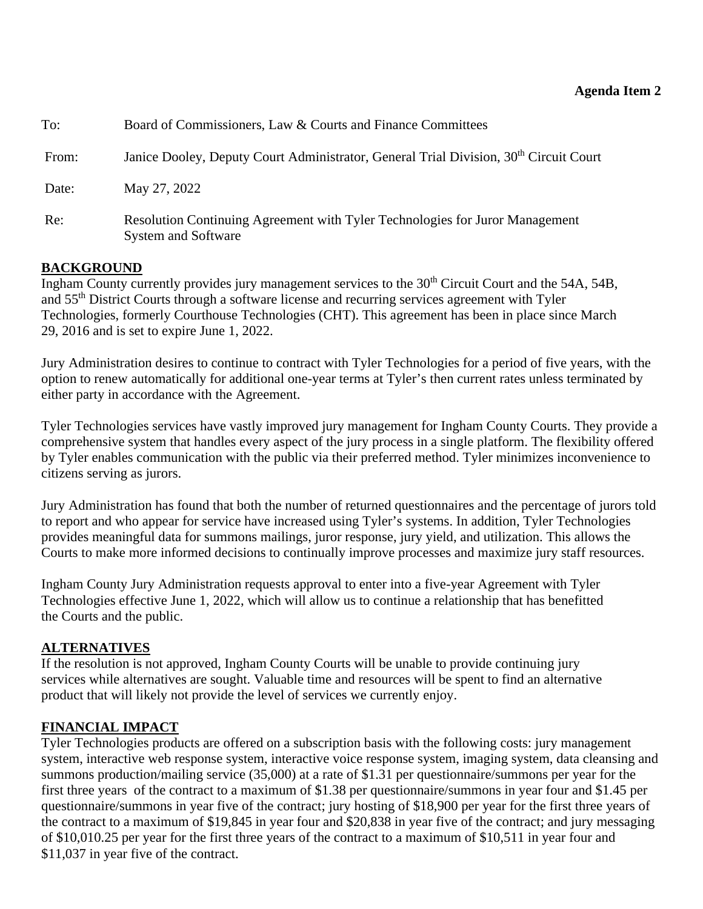**Agenda Item 2**

To: Board of Commissioners, Law & Courts and Finance Committees

From: Janice Dooley, Deputy Court Administrator, General Trial Division, 30th Circuit Court

Date: May 27, 2022

Re: Resolution Continuing Agreement with Tyler Technologies for Juror Management System and Software

## BACKGROUND

Ingham County currently provides jury management services to the 30th Circuit Court and the 54A, 54B, and 55th District Courts through a software license and recurring services agreement with Tyler Technologies, formerly Courthouse Technologies (CHT). This agreement has been in place since March 29, 2016 and is set to expire June 1, 2022.

Jury Administration desires to continue to contract with Tyler Technologies for a period of five years, with the option to renew automatically for additional one-year terms at Tyler's then current rates unless terminated by either party in accordance with the Agreement.

Tyler Technologies services have vastly improved jury management for Ingham County Courts. They provide a comprehensive system that handles every aspect of the jury process in a single platform. The flexibility offered by Tyler enables communication with the public via their preferred method. Tyler minimizes inconvenience to citizens serving as jurors.

Jury Administration has found that both the number of returned questionnaires and the percentage of jurors told to report and who appear for service have increased using Tyler's systems. In addition, Tyler Technologies provides meaningful data for summons mailings, juror response, jury yield, and utilization. This allows the Courts to make more informed decisions to continually improve processes and maximize jury staff resources.

Ingham County Jury Administration requests approval to enter into a five-year Agreement with Tyler Technologies effective June 1, 2022, which will allow us to continue a relationship that has benefitted the Courts and the public.

## ALTERNATIVES

If the resolution is not approved, Ingham County Courts will be unable to provide continuing jury services while alternatives are sought. Valuable time and resources will be spent to find an alternative product that will likely not provide the level of services we currently enjoy.

## FINANCIAL IMPACT

Tyler Technologies products are offered on a subscription basis with the following costs: jury management system, interactive web response system, interactive voice response system, imaging system, data cleansing and summons production/mailing service (35,000) at a rate of $1.31 per questionnaire/summons per year for the first three years of the contract to a maximum of $1.38 per questionnaire/summons in year four and $1.45 per questionnaire/summons in year five of the contract; jury hosting of $18,900 per year for the first three years of the contract to a maximum of $19,845 in year four and $20,838 in year five of the contract; and jury messaging of $10,010.25 per year for the first three years of the contract to a maximum of $10,511 in year four and $11,037 in year five of the contract.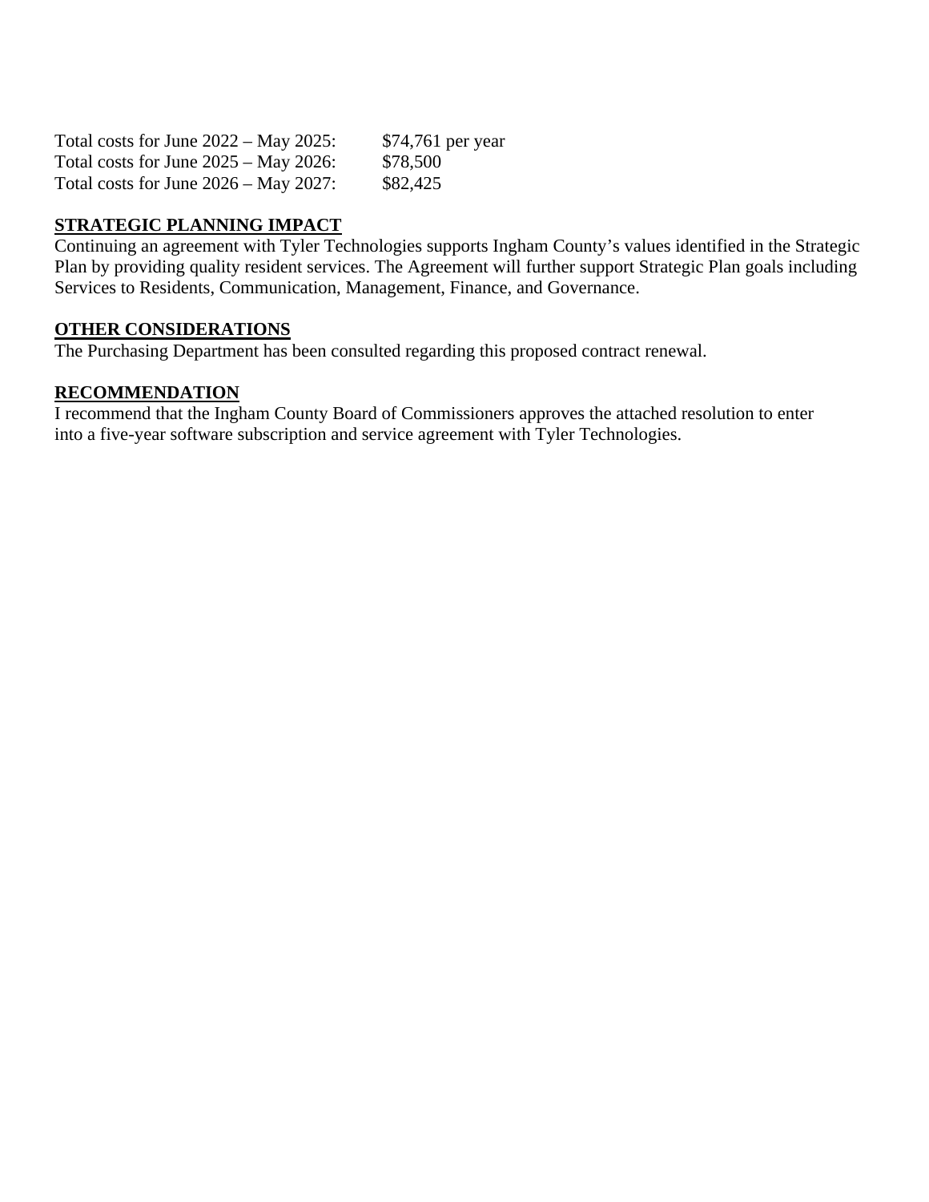Total costs for June 2022 – May 2025: $74,761 per year
Total costs for June 2025 – May 2026: $78,500
Total costs for June 2026 – May 2027: $82,425

**STRATEGIC PLANNING IMPACT**

Continuing an agreement with Tyler Technologies supports Ingham County's values identified in the Strategic Plan by providing quality resident services. The Agreement will further support Strategic Plan goals including Services to Residents, Communication, Management, Finance, and Governance.

**OTHER CONSIDERATIONS**

The Purchasing Department has been consulted regarding this proposed contract renewal.

**RECOMMENDATION**

I recommend that the Ingham County Board of Commissioners approves the attached resolution to enter into a five-year software subscription and service agreement with Tyler Technologies.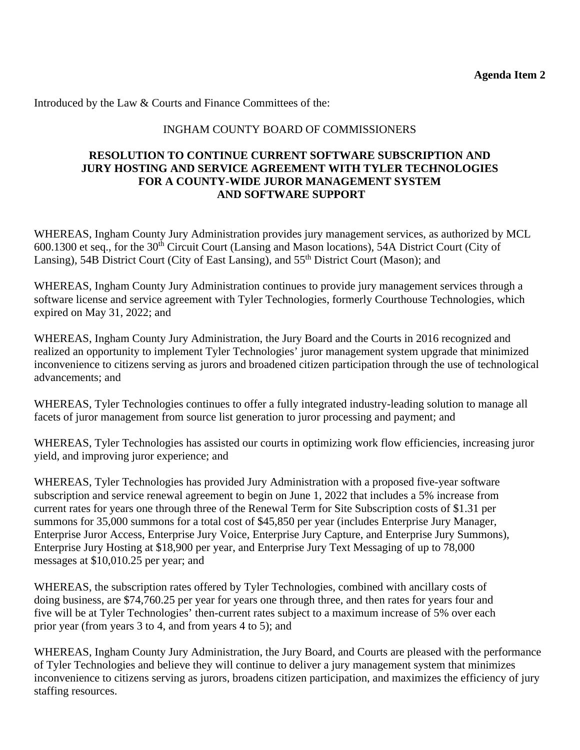**Agenda Item 2**

Introduced by the Law & Courts and Finance Committees of the:

INGHAM COUNTY BOARD OF COMMISSIONERS

**RESOLUTION TO CONTINUE CURRENT SOFTWARE SUBSCRIPTION AND JURY HOSTING AND SERVICE AGREEMENT WITH TYLER TECHNOLOGIES FOR A COUNTY-WIDE JUROR MANAGEMENT SYSTEM AND SOFTWARE SUPPORT**

WHEREAS, Ingham County Jury Administration provides jury management services, as authorized by MCL 600.1300 et seq., for the 30th Circuit Court (Lansing and Mason locations), 54A District Court (City of Lansing), 54B District Court (City of East Lansing), and 55th District Court (Mason); and

WHEREAS, Ingham County Jury Administration continues to provide jury management services through a software license and service agreement with Tyler Technologies, formerly Courthouse Technologies, which expired on May 31, 2022; and

WHEREAS, Ingham County Jury Administration, the Jury Board and the Courts in 2016 recognized and realized an opportunity to implement Tyler Technologies' juror management system upgrade that minimized inconvenience to citizens serving as jurors and broadened citizen participation through the use of technological advancements; and

WHEREAS, Tyler Technologies continues to offer a fully integrated industry-leading solution to manage all facets of juror management from source list generation to juror processing and payment; and

WHEREAS, Tyler Technologies has assisted our courts in optimizing work flow efficiencies, increasing juror yield, and improving juror experience; and

WHEREAS, Tyler Technologies has provided Jury Administration with a proposed five-year software subscription and service renewal agreement to begin on June 1, 2022 that includes a 5% increase from current rates for years one through three of the Renewal Term for Site Subscription costs of $1.31 per summons for 35,000 summons for a total cost of $45,850 per year (includes Enterprise Jury Manager, Enterprise Juror Access, Enterprise Jury Voice, Enterprise Jury Capture, and Enterprise Jury Summons), Enterprise Jury Hosting at $18,900 per year, and Enterprise Jury Text Messaging of up to 78,000 messages at $10,010.25 per year; and

WHEREAS, the subscription rates offered by Tyler Technologies, combined with ancillary costs of doing business, are $74,760.25 per year for years one through three, and then rates for years four and five will be at Tyler Technologies' then-current rates subject to a maximum increase of 5% over each prior year (from years 3 to 4, and from years 4 to 5); and

WHEREAS, Ingham County Jury Administration, the Jury Board, and Courts are pleased with the performance of Tyler Technologies and believe they will continue to deliver a jury management system that minimizes inconvenience to citizens serving as jurors, broadens citizen participation, and maximizes the efficiency of jury staffing resources.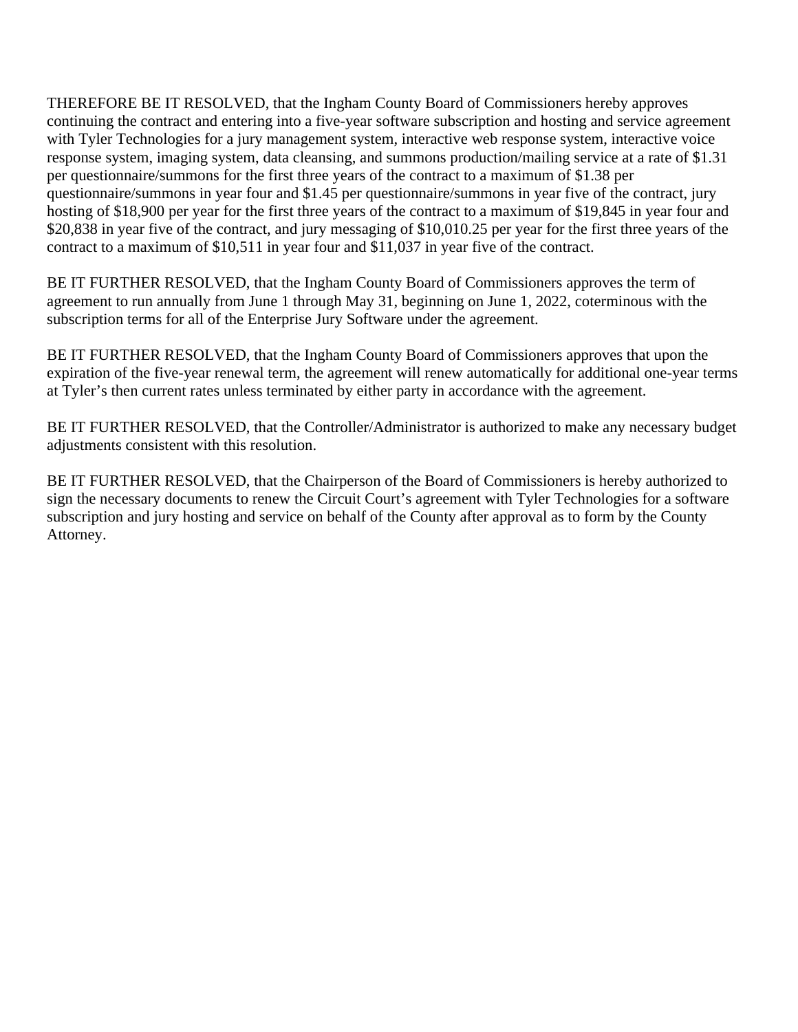THEREFORE BE IT RESOLVED, that the Ingham County Board of Commissioners hereby approves continuing the contract and entering into a five-year software subscription and hosting and service agreement with Tyler Technologies for a jury management system, interactive web response system, interactive voice response system, imaging system, data cleansing, and summons production/mailing service at a rate of $1.31 per questionnaire/summons for the first three years of the contract to a maximum of $1.38 per questionnaire/summons in year four and $1.45 per questionnaire/summons in year five of the contract, jury hosting of $18,900 per year for the first three years of the contract to a maximum of $19,845 in year four and $20,838 in year five of the contract, and jury messaging of $10,010.25 per year for the first three years of the contract to a maximum of $10,511 in year four and $11,037 in year five of the contract.

BE IT FURTHER RESOLVED, that the Ingham County Board of Commissioners approves the term of agreement to run annually from June 1 through May 31, beginning on June 1, 2022, coterminous with the subscription terms for all of the Enterprise Jury Software under the agreement.

BE IT FURTHER RESOLVED, that the Ingham County Board of Commissioners approves that upon the expiration of the five-year renewal term, the agreement will renew automatically for additional one-year terms at Tyler's then current rates unless terminated by either party in accordance with the agreement.

BE IT FURTHER RESOLVED, that the Controller/Administrator is authorized to make any necessary budget adjustments consistent with this resolution.

BE IT FURTHER RESOLVED, that the Chairperson of the Board of Commissioners is hereby authorized to sign the necessary documents to renew the Circuit Court's agreement with Tyler Technologies for a software subscription and jury hosting and service on behalf of the County after approval as to form by the County Attorney.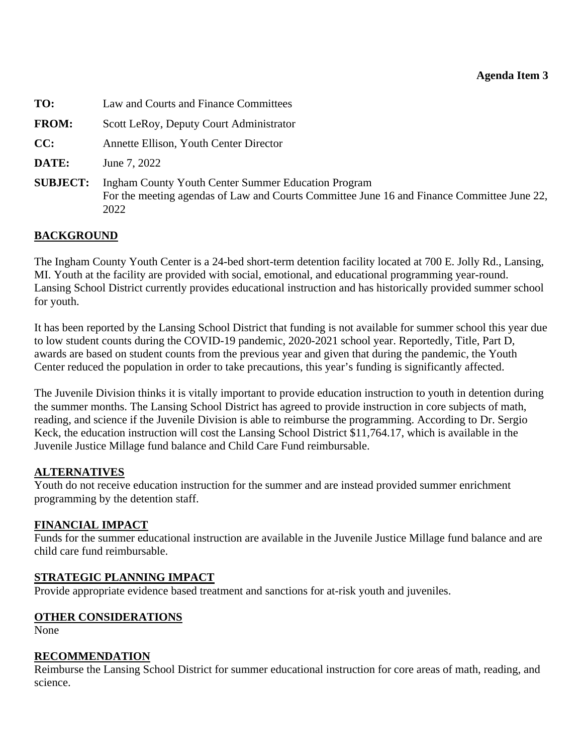**Agenda Item 3**

**TO:** Law and Courts and Finance Committees

**FROM:** Scott LeRoy, Deputy Court Administrator

**CC:** Annette Ellison, Youth Center Director

**DATE:** June 7, 2022

**SUBJECT:** Ingham County Youth Center Summer Education Program
For the meeting agendas of Law and Courts Committee June 16 and Finance Committee June 22, 2022

## BACKGROUND

The Ingham County Youth Center is a 24-bed short-term detention facility located at 700 E. Jolly Rd., Lansing, MI. Youth at the facility are provided with social, emotional, and educational programming year-round. Lansing School District currently provides educational instruction and has historically provided summer school for youth.

It has been reported by the Lansing School District that funding is not available for summer school this year due to low student counts during the COVID-19 pandemic, 2020-2021 school year. Reportedly, Title, Part D, awards are based on student counts from the previous year and given that during the pandemic, the Youth Center reduced the population in order to take precautions, this year's funding is significantly affected.

The Juvenile Division thinks it is vitally important to provide education instruction to youth in detention during the summer months. The Lansing School District has agreed to provide instruction in core subjects of math, reading, and science if the Juvenile Division is able to reimburse the programming. According to Dr. Sergio Keck, the education instruction will cost the Lansing School District $11,764.17, which is available in the Juvenile Justice Millage fund balance and Child Care Fund reimbursable.

## ALTERNATIVES

Youth do not receive education instruction for the summer and are instead provided summer enrichment programming by the detention staff.

## FINANCIAL IMPACT

Funds for the summer educational instruction are available in the Juvenile Justice Millage fund balance and are child care fund reimbursable.

## STRATEGIC PLANNING IMPACT

Provide appropriate evidence based treatment and sanctions for at-risk youth and juveniles.

## OTHER CONSIDERATIONS

None

## RECOMMENDATION

Reimburse the Lansing School District for summer educational instruction for core areas of math, reading, and science.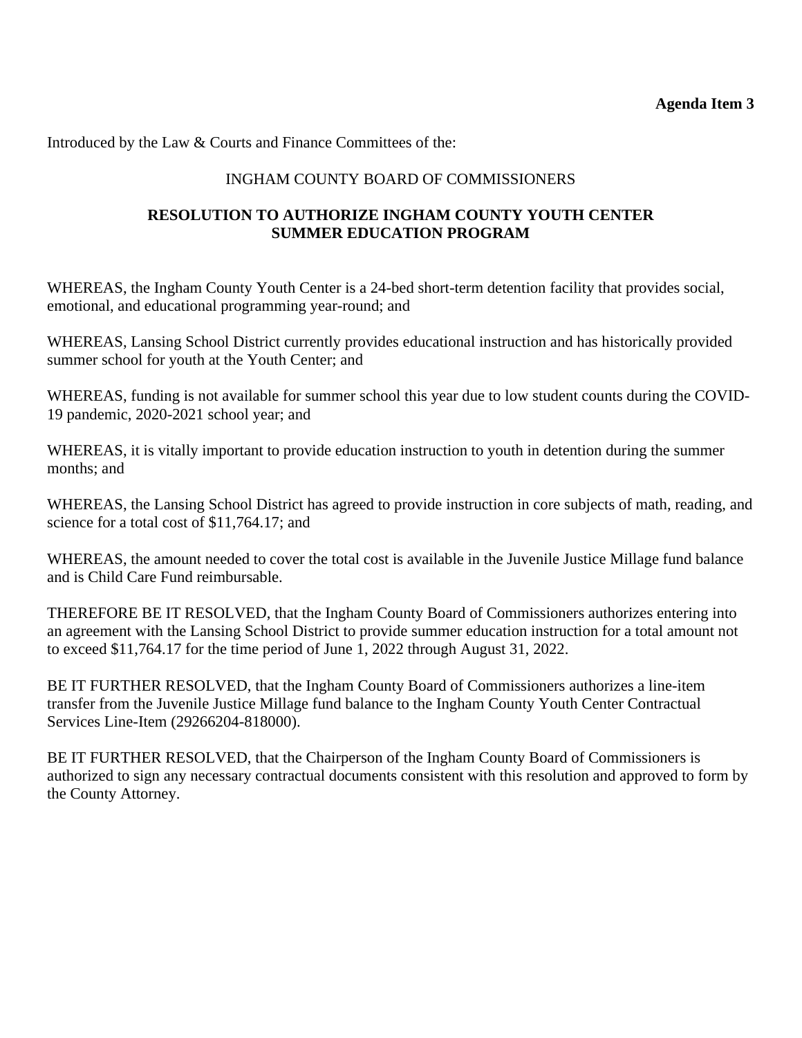**Agenda Item 3**

Introduced by the Law & Courts and Finance Committees of the:

INGHAM COUNTY BOARD OF COMMISSIONERS

**RESOLUTION TO AUTHORIZE INGHAM COUNTY YOUTH CENTER SUMMER EDUCATION PROGRAM**

WHEREAS, the Ingham County Youth Center is a 24-bed short-term detention facility that provides social, emotional, and educational programming year-round; and

WHEREAS, Lansing School District currently provides educational instruction and has historically provided summer school for youth at the Youth Center; and

WHEREAS, funding is not available for summer school this year due to low student counts during the COVID-19 pandemic, 2020-2021 school year; and

WHEREAS, it is vitally important to provide education instruction to youth in detention during the summer months; and

WHEREAS, the Lansing School District has agreed to provide instruction in core subjects of math, reading, and science for a total cost of $11,764.17; and

WHEREAS, the amount needed to cover the total cost is available in the Juvenile Justice Millage fund balance and is Child Care Fund reimbursable.

THEREFORE BE IT RESOLVED, that the Ingham County Board of Commissioners authorizes entering into an agreement with the Lansing School District to provide summer education instruction for a total amount not to exceed $11,764.17 for the time period of June 1, 2022 through August 31, 2022.

BE IT FURTHER RESOLVED, that the Ingham County Board of Commissioners authorizes a line-item transfer from the Juvenile Justice Millage fund balance to the Ingham County Youth Center Contractual Services Line-Item (29266204-818000).

BE IT FURTHER RESOLVED, that the Chairperson of the Ingham County Board of Commissioners is authorized to sign any necessary contractual documents consistent with this resolution and approved to form by the County Attorney.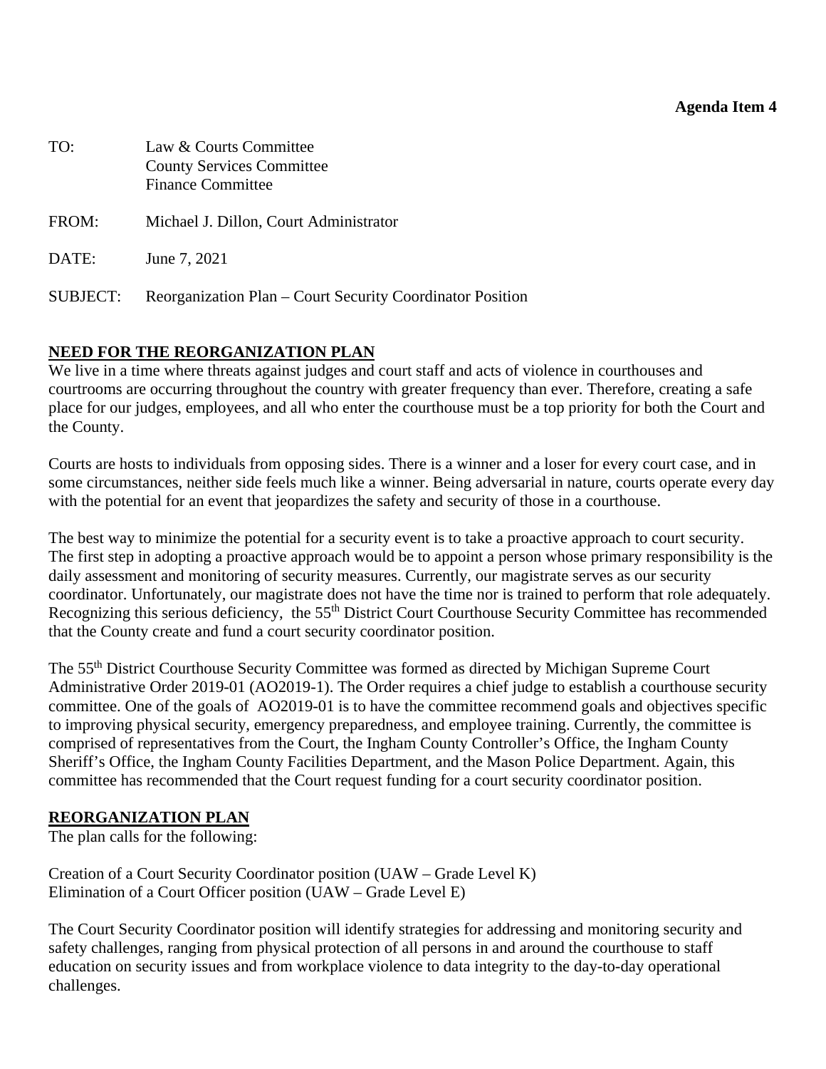**Agenda Item 4**

TO: Law & Courts Committee
County Services Committee
Finance Committee

FROM: Michael J. Dillon, Court Administrator

DATE: June 7, 2021

SUBJECT: Reorganization Plan – Court Security Coordinator Position

## NEED FOR THE REORGANIZATION PLAN

We live in a time where threats against judges and court staff and acts of violence in courthouses and courtrooms are occurring throughout the country with greater frequency than ever. Therefore, creating a safe place for our judges, employees, and all who enter the courthouse must be a top priority for both the Court and the County.

Courts are hosts to individuals from opposing sides. There is a winner and a loser for every court case, and in some circumstances, neither side feels much like a winner. Being adversarial in nature, courts operate every day with the potential for an event that jeopardizes the safety and security of those in a courthouse.

The best way to minimize the potential for a security event is to take a proactive approach to court security. The first step in adopting a proactive approach would be to appoint a person whose primary responsibility is the daily assessment and monitoring of security measures. Currently, our magistrate serves as our security coordinator. Unfortunately, our magistrate does not have the time nor is trained to perform that role adequately. Recognizing this serious deficiency, the 55th District Court Courthouse Security Committee has recommended that the County create and fund a court security coordinator position.

The 55th District Courthouse Security Committee was formed as directed by Michigan Supreme Court Administrative Order 2019-01 (AO2019-1). The Order requires a chief judge to establish a courthouse security committee. One of the goals of AO2019-01 is to have the committee recommend goals and objectives specific to improving physical security, emergency preparedness, and employee training. Currently, the committee is comprised of representatives from the Court, the Ingham County Controller's Office, the Ingham County Sheriff's Office, the Ingham County Facilities Department, and the Mason Police Department. Again, this committee has recommended that the Court request funding for a court security coordinator position.

## REORGANIZATION PLAN

The plan calls for the following:

Creation of a Court Security Coordinator position (UAW – Grade Level K)
Elimination of a Court Officer position (UAW – Grade Level E)

The Court Security Coordinator position will identify strategies for addressing and monitoring security and safety challenges, ranging from physical protection of all persons in and around the courthouse to staff education on security issues and from workplace violence to data integrity to the day-to-day operational challenges.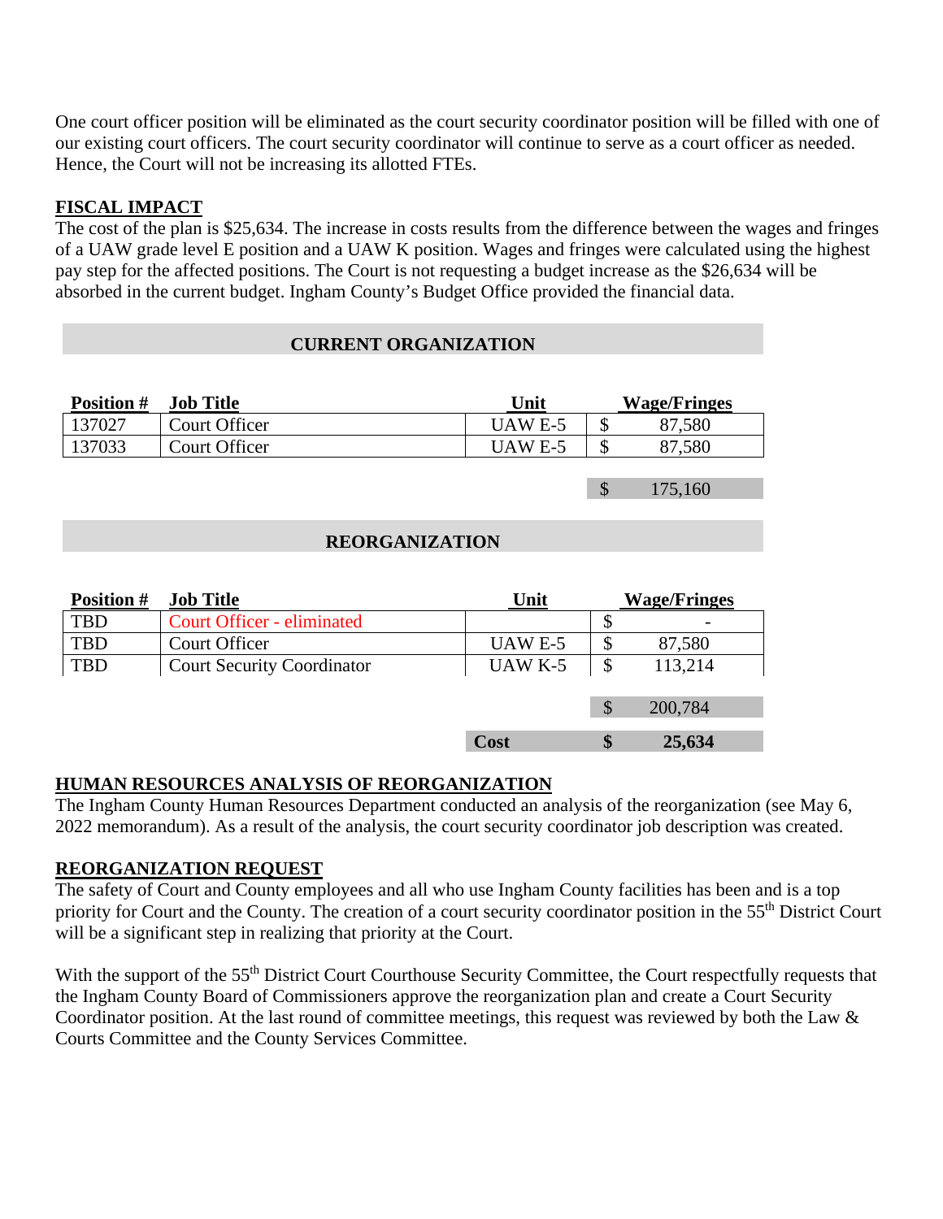One court officer position will be eliminated as the court security coordinator position will be filled with one of our existing court officers. The court security coordinator will continue to serve as a court officer as needed. Hence, the Court will not be increasing its allotted FTEs.

## FISCAL IMPACT

The cost of the plan is $25,634. The increase in costs results from the difference between the wages and fringes of a UAW grade level E position and a UAW K position. Wages and fringes were calculated using the highest pay step for the affected positions. The Court is not requesting a budget increase as the $26,634 will be absorbed in the current budget. Ingham County's Budget Office provided the financial data.

**CURRENT ORGANIZATION**

| Position # | Job Title | Unit | Wage/Fringes |
|---|---|---|---|
| 137027 | Court Officer | UAW E-5 | $ 87,580 |
| 137033 | Court Officer | UAW E-5 | $ 87,580 |
| | | | $ 175,160 |

**REORGANIZATION**

| Position # | Job Title | Unit | Wage/Fringes |
|---|---|---|---|
| TBD | Court Officer - eliminated | | $ - |
| TBD | Court Officer | UAW E-5 | $ 87,580 |
| TBD | Court Security Coordinator | UAW K-5 | $ 113,214 |
| | | | $ 200,784 |
| | | **Cost** | **$ 25,634** |

## HUMAN RESOURCES ANALYSIS OF REORGANIZATION

The Ingham County Human Resources Department conducted an analysis of the reorganization (see May 6, 2022 memorandum). As a result of the analysis, the court security coordinator job description was created.

## REORGANIZATION REQUEST

The safety of Court and County employees and all who use Ingham County facilities has been and is a top priority for Court and the County. The creation of a court security coordinator position in the 55th District Court will be a significant step in realizing that priority at the Court.

With the support of the 55th District Court Courthouse Security Committee, the Court respectfully requests that the Ingham County Board of Commissioners approve the reorganization plan and create a Court Security Coordinator position. At the last round of committee meetings, this request was reviewed by both the Law & Courts Committee and the County Services Committee.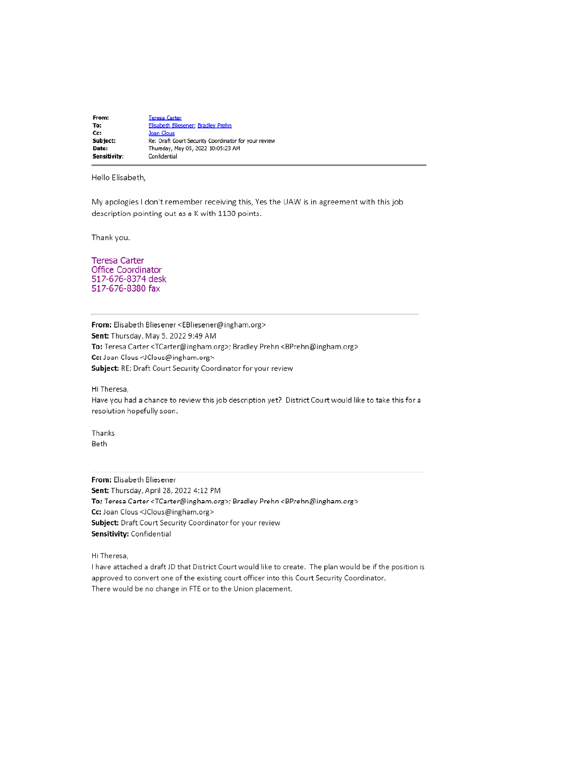| | |
|---|---|
| **From:** | Teresa Carter |
| **To:** | Elisabeth Bliesener; Bradley Prehn |
| **Cc:** | Joan Clous |
| **Subject:** | Re: Draft Court Security Coordinator for your review |
| **Date:** | Thursday, May 05, 2022 10:05:23 AM |
| **Sensitivity:** | Confidential |

Hello Elisabeth,

My apologies I don't remember receiving this, Yes the UAW is in agreement with this job description pointing out as a K with 1130 points.

Thank you.

Teresa Carter
Office Coordinator
517-676-8374 desk
517-676-8380 fax

---

**From:** Elisabeth Bliesener <EBliesener@ingham.org>
**Sent:** Thursday, May 5, 2022 9:49 AM
**To:** Teresa Carter <TCarter@ingham.org>; Bradley Prehn <BPrehn@ingham.org>
**Cc:** Joan Clous <JClous@ingham.org>
**Subject:** RE: Draft Court Security Coordinator for your review

Hi Theresa,
Have you had a chance to review this job description yet? District Court would like to take this for a resolution hopefully soon.

Thanks
Beth

---

**From:** Elisabeth Bliesener
**Sent:** Thursday, April 28, 2022 4:12 PM
**To:** Teresa Carter <TCarter@ingham.org>; Bradley Prehn <BPrehn@ingham.org>
**Cc:** Joan Clous <JClous@ingham.org>
**Subject:** Draft Court Security Coordinator for your review
**Sensitivity:** Confidential

Hi Theresa,
I have attached a draft JD that District Court would like to create. The plan would be if the position is approved to convert one of the existing court officer into this Court Security Coordinator.
There would be no change in FTE or to the Union placement.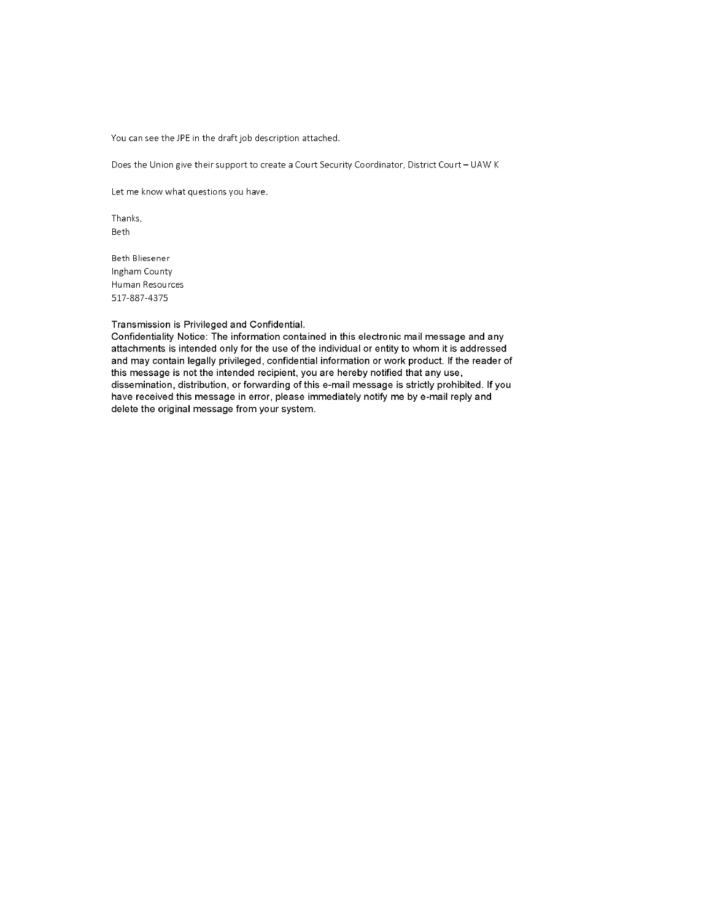You can see the JPE in the draft job description attached.

Does the Union give their support to create a Court Security Coordinator, District Court – UAW K

Let me know what questions you have.

Thanks,
Beth

Beth Bliesener
Ingham County
Human Resources
517-887-4375

Transmission is Privileged and Confidential.
Confidentiality Notice: The information contained in this electronic mail message and any attachments is intended only for the use of the individual or entity to whom it is addressed and may contain legally privileged, confidential information or work product. If the reader of this message is not the intended recipient, you are hereby notified that any use, dissemination, distribution, or forwarding of this e-mail message is strictly prohibited. If you have received this message in error, please immediately notify me by e-mail reply and delete the original message from your system.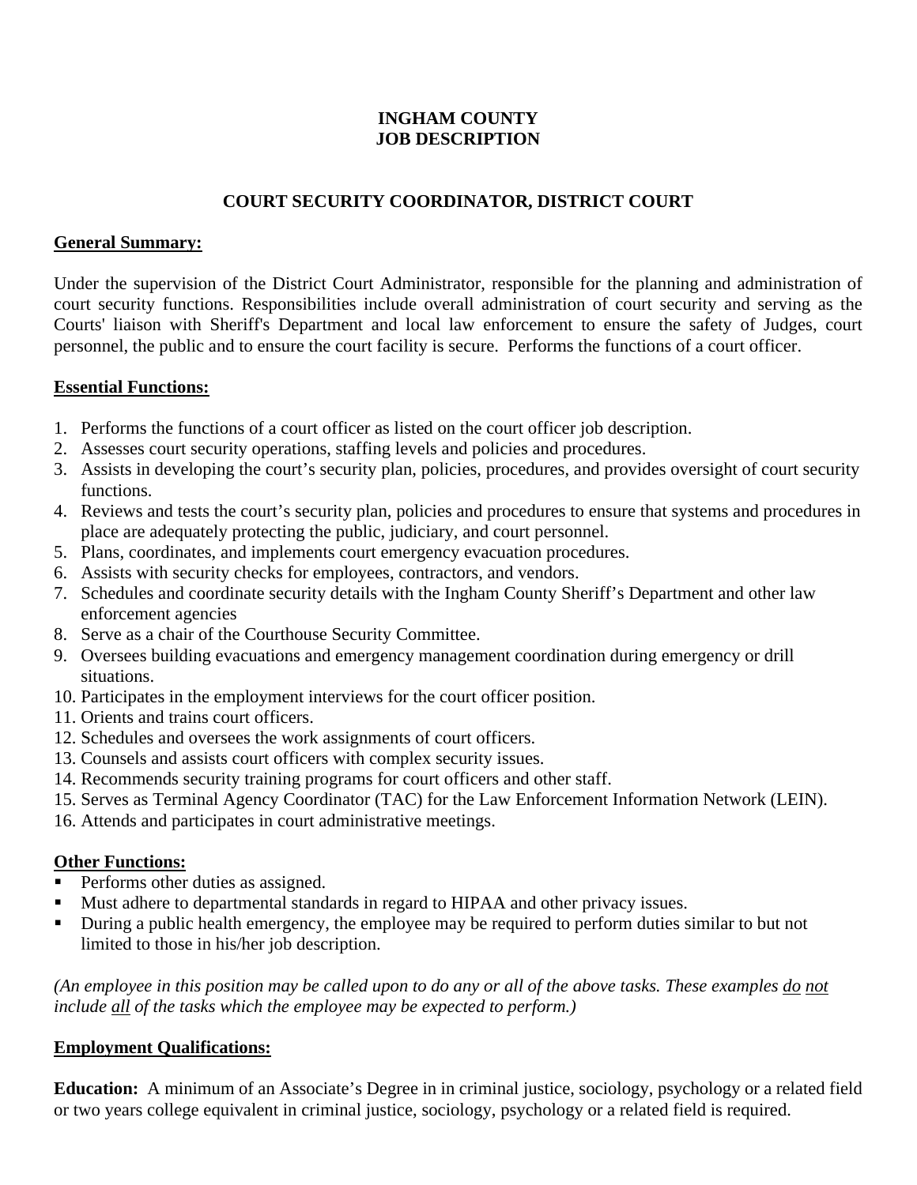**INGHAM COUNTY**
**JOB DESCRIPTION**

**COURT SECURITY COORDINATOR, DISTRICT COURT**

**General Summary:**

Under the supervision of the District Court Administrator, responsible for the planning and administration of court security functions. Responsibilities include overall administration of court security and serving as the Courts' liaison with Sheriff's Department and local law enforcement to ensure the safety of Judges, court personnel, the public and to ensure the court facility is secure. Performs the functions of a court officer.

**Essential Functions:**

1. Performs the functions of a court officer as listed on the court officer job description.
2. Assesses court security operations, staffing levels and policies and procedures.
3. Assists in developing the court's security plan, policies, procedures, and provides oversight of court security functions.
4. Reviews and tests the court's security plan, policies and procedures to ensure that systems and procedures in place are adequately protecting the public, judiciary, and court personnel.
5. Plans, coordinates, and implements court emergency evacuation procedures.
6. Assists with security checks for employees, contractors, and vendors.
7. Schedules and coordinate security details with the Ingham County Sheriff's Department and other law enforcement agencies
8. Serve as a chair of the Courthouse Security Committee.
9. Oversees building evacuations and emergency management coordination during emergency or drill situations.
10. Participates in the employment interviews for the court officer position.
11. Orients and trains court officers.
12. Schedules and oversees the work assignments of court officers.
13. Counsels and assists court officers with complex security issues.
14. Recommends security training programs for court officers and other staff.
15. Serves as Terminal Agency Coordinator (TAC) for the Law Enforcement Information Network (LEIN).
16. Attends and participates in court administrative meetings.

**Other Functions:**

- Performs other duties as assigned.
- Must adhere to departmental standards in regard to HIPAA and other privacy issues.
- During a public health emergency, the employee may be required to perform duties similar to but not limited to those in his/her job description.

*(An employee in this position may be called upon to do any or all of the above tasks. These examples do not include all of the tasks which the employee may be expected to perform.)*

**Employment Qualifications:**

**Education:** A minimum of an Associate's Degree in in criminal justice, sociology, psychology or a related field or two years college equivalent in criminal justice, sociology, psychology or a related field is required.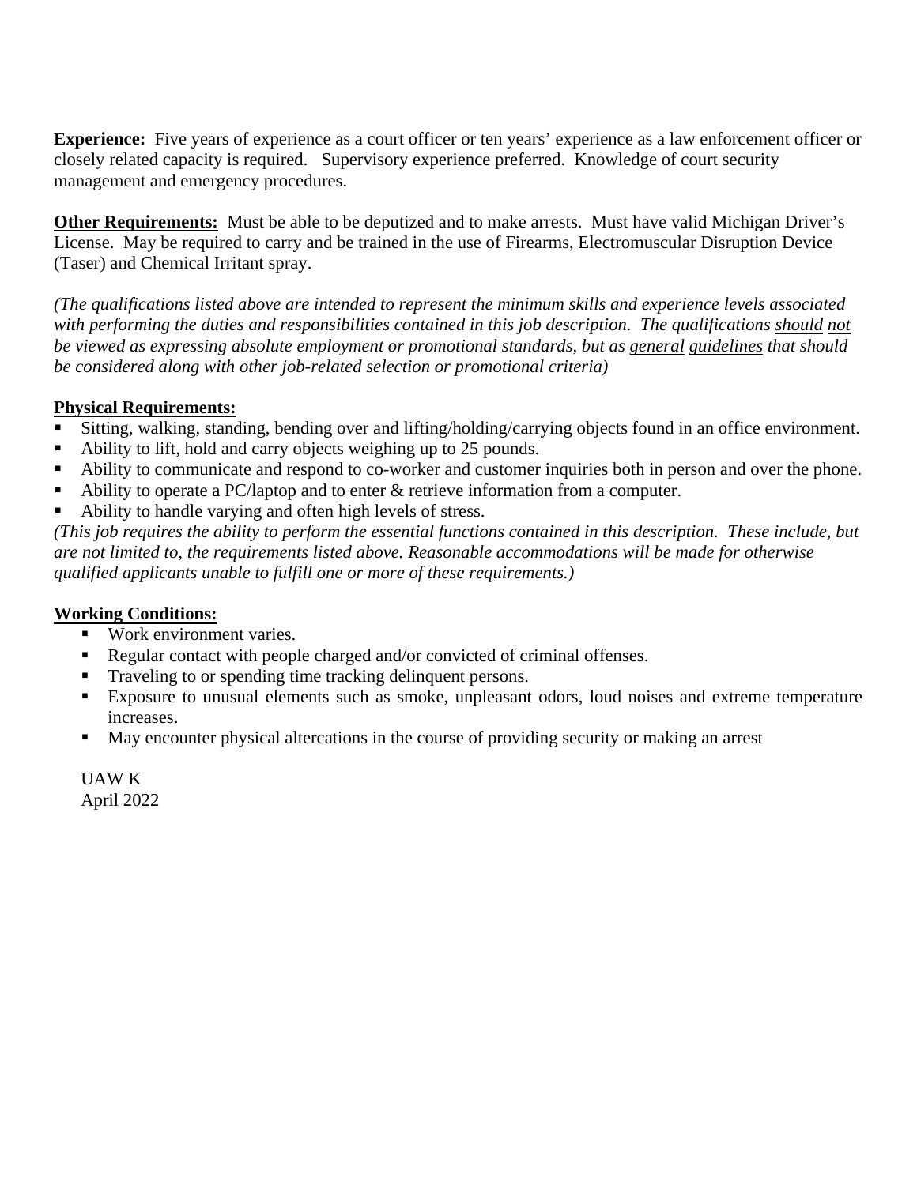**Experience:** Five years of experience as a court officer or ten years' experience as a law enforcement officer or closely related capacity is required. Supervisory experience preferred. Knowledge of court security management and emergency procedures.

**Other Requirements:** Must be able to be deputized and to make arrests. Must have valid Michigan Driver's License. May be required to carry and be trained in the use of Firearms, Electromuscular Disruption Device (Taser) and Chemical Irritant spray.

*(The qualifications listed above are intended to represent the minimum skills and experience levels associated with performing the duties and responsibilities contained in this job description. The qualifications should not be viewed as expressing absolute employment or promotional standards, but as general guidelines that should be considered along with other job-related selection or promotional criteria)*

**Physical Requirements:**

- Sitting, walking, standing, bending over and lifting/holding/carrying objects found in an office environment.
- Ability to lift, hold and carry objects weighing up to 25 pounds.
- Ability to communicate and respond to co-worker and customer inquiries both in person and over the phone.
- Ability to operate a PC/laptop and to enter & retrieve information from a computer.
- Ability to handle varying and often high levels of stress.

*(This job requires the ability to perform the essential functions contained in this description. These include, but are not limited to, the requirements listed above. Reasonable accommodations will be made for otherwise qualified applicants unable to fulfill one or more of these requirements.)*

**Working Conditions:**

- Work environment varies.
- Regular contact with people charged and/or convicted of criminal offenses.
- Traveling to or spending time tracking delinquent persons.
- Exposure to unusual elements such as smoke, unpleasant odors, loud noises and extreme temperature increases.
- May encounter physical altercations in the course of providing security or making an arrest

UAW K
April 2022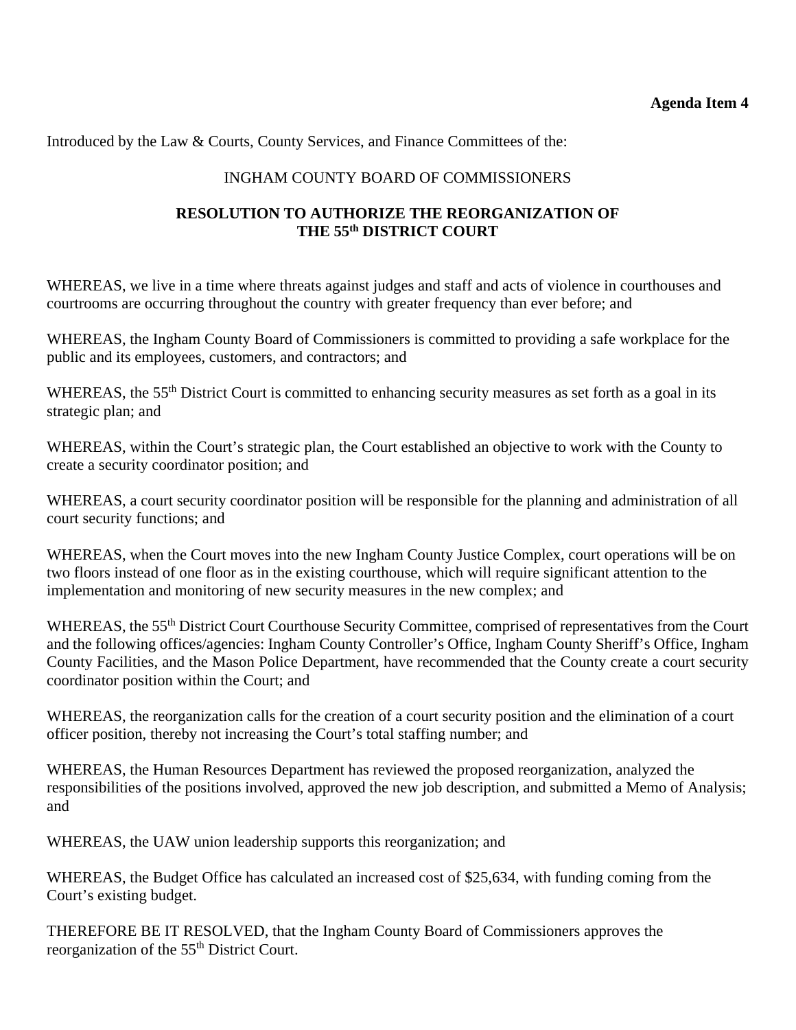**Agenda Item 4**

Introduced by the Law & Courts, County Services, and Finance Committees of the:

INGHAM COUNTY BOARD OF COMMISSIONERS

## RESOLUTION TO AUTHORIZE THE REORGANIZATION OF THE 55th DISTRICT COURT

WHEREAS, we live in a time where threats against judges and staff and acts of violence in courthouses and courtrooms are occurring throughout the country with greater frequency than ever before; and

WHEREAS, the Ingham County Board of Commissioners is committed to providing a safe workplace for the public and its employees, customers, and contractors; and

WHEREAS, the 55th District Court is committed to enhancing security measures as set forth as a goal in its strategic plan; and

WHEREAS, within the Court's strategic plan, the Court established an objective to work with the County to create a security coordinator position; and

WHEREAS, a court security coordinator position will be responsible for the planning and administration of all court security functions; and

WHEREAS, when the Court moves into the new Ingham County Justice Complex, court operations will be on two floors instead of one floor as in the existing courthouse, which will require significant attention to the implementation and monitoring of new security measures in the new complex; and

WHEREAS, the 55th District Court Courthouse Security Committee, comprised of representatives from the Court and the following offices/agencies: Ingham County Controller's Office, Ingham County Sheriff's Office, Ingham County Facilities, and the Mason Police Department, have recommended that the County create a court security coordinator position within the Court; and

WHEREAS, the reorganization calls for the creation of a court security position and the elimination of a court officer position, thereby not increasing the Court's total staffing number; and

WHEREAS, the Human Resources Department has reviewed the proposed reorganization, analyzed the responsibilities of the positions involved, approved the new job description, and submitted a Memo of Analysis; and

WHEREAS, the UAW union leadership supports this reorganization; and

WHEREAS, the Budget Office has calculated an increased cost of $25,634, with funding coming from the Court's existing budget.

THEREFORE BE IT RESOLVED, that the Ingham County Board of Commissioners approves the reorganization of the 55th District Court.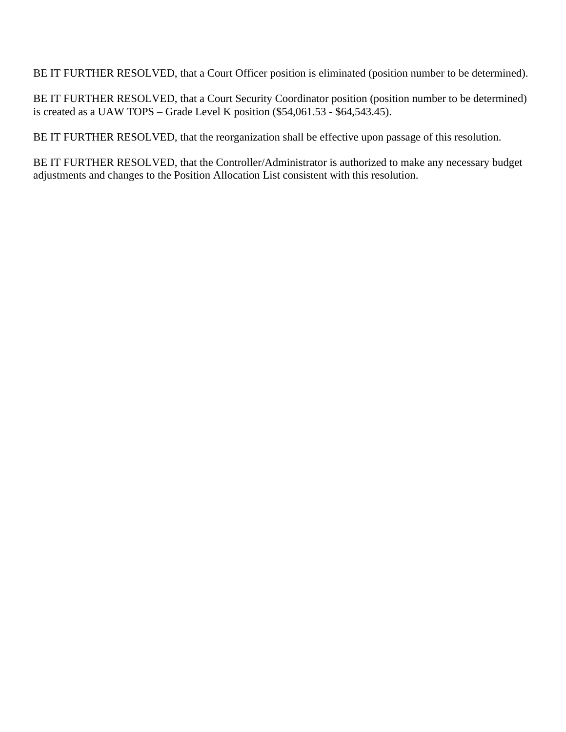BE IT FURTHER RESOLVED, that a Court Officer position is eliminated (position number to be determined).

BE IT FURTHER RESOLVED, that a Court Security Coordinator position (position number to be determined) is created as a UAW TOPS – Grade Level K position ($54,061.53 - $64,543.45).

BE IT FURTHER RESOLVED, that the reorganization shall be effective upon passage of this resolution.

BE IT FURTHER RESOLVED, that the Controller/Administrator is authorized to make any necessary budget adjustments and changes to the Position Allocation List consistent with this resolution.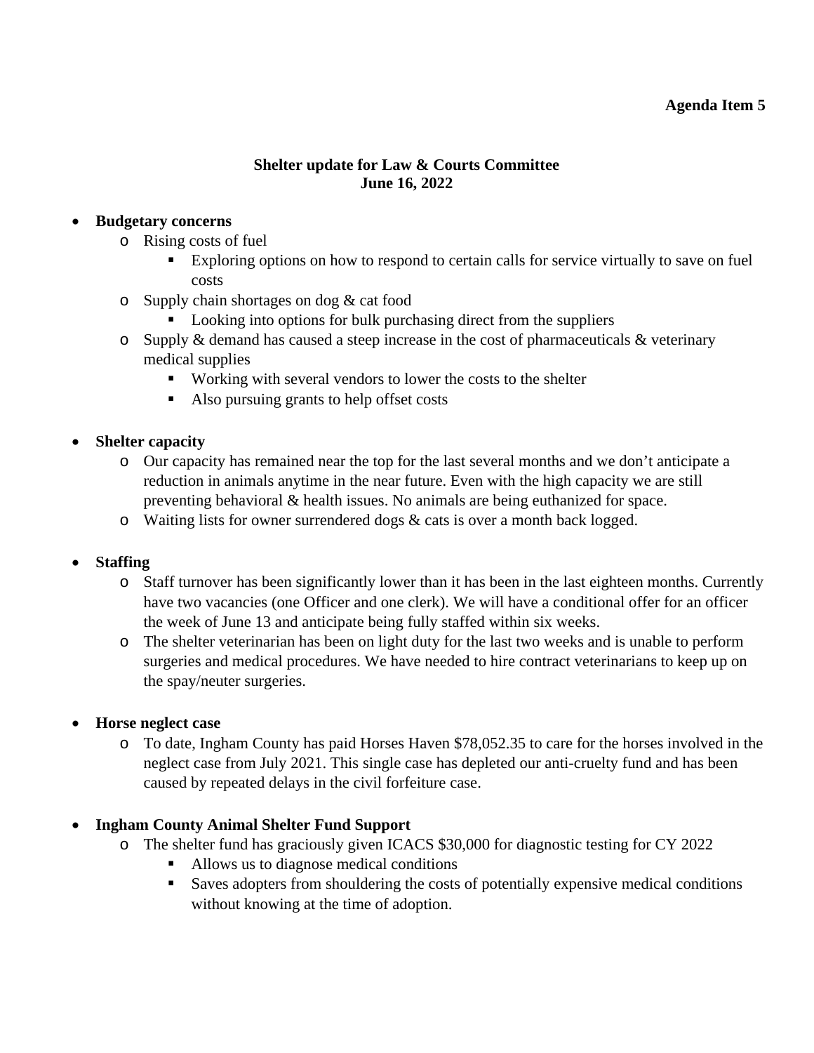**Agenda Item 5**

**Shelter update for Law & Courts Committee**
**June 16, 2022**

- **Budgetary concerns**
  - Rising costs of fuel
    - Exploring options on how to respond to certain calls for service virtually to save on fuel costs
  - Supply chain shortages on dog & cat food
    - Looking into options for bulk purchasing direct from the suppliers
  - Supply & demand has caused a steep increase in the cost of pharmaceuticals & veterinary medical supplies
    - Working with several vendors to lower the costs to the shelter
    - Also pursuing grants to help offset costs

- **Shelter capacity**
  - Our capacity has remained near the top for the last several months and we don't anticipate a reduction in animals anytime in the near future. Even with the high capacity we are still preventing behavioral & health issues. No animals are being euthanized for space.
  - Waiting lists for owner surrendered dogs & cats is over a month back logged.

- **Staffing**
  - Staff turnover has been significantly lower than it has been in the last eighteen months. Currently have two vacancies (one Officer and one clerk). We will have a conditional offer for an officer the week of June 13 and anticipate being fully staffed within six weeks.
  - The shelter veterinarian has been on light duty for the last two weeks and is unable to perform surgeries and medical procedures. We have needed to hire contract veterinarians to keep up on the spay/neuter surgeries.

- **Horse neglect case**
  - To date, Ingham County has paid Horses Haven $78,052.35 to care for the horses involved in the neglect case from July 2021. This single case has depleted our anti-cruelty fund and has been caused by repeated delays in the civil forfeiture case.

- **Ingham County Animal Shelter Fund Support**
  - The shelter fund has graciously given ICACS $30,000 for diagnostic testing for CY 2022
    - Allows us to diagnose medical conditions
    - Saves adopters from shouldering the costs of potentially expensive medical conditions without knowing at the time of adoption.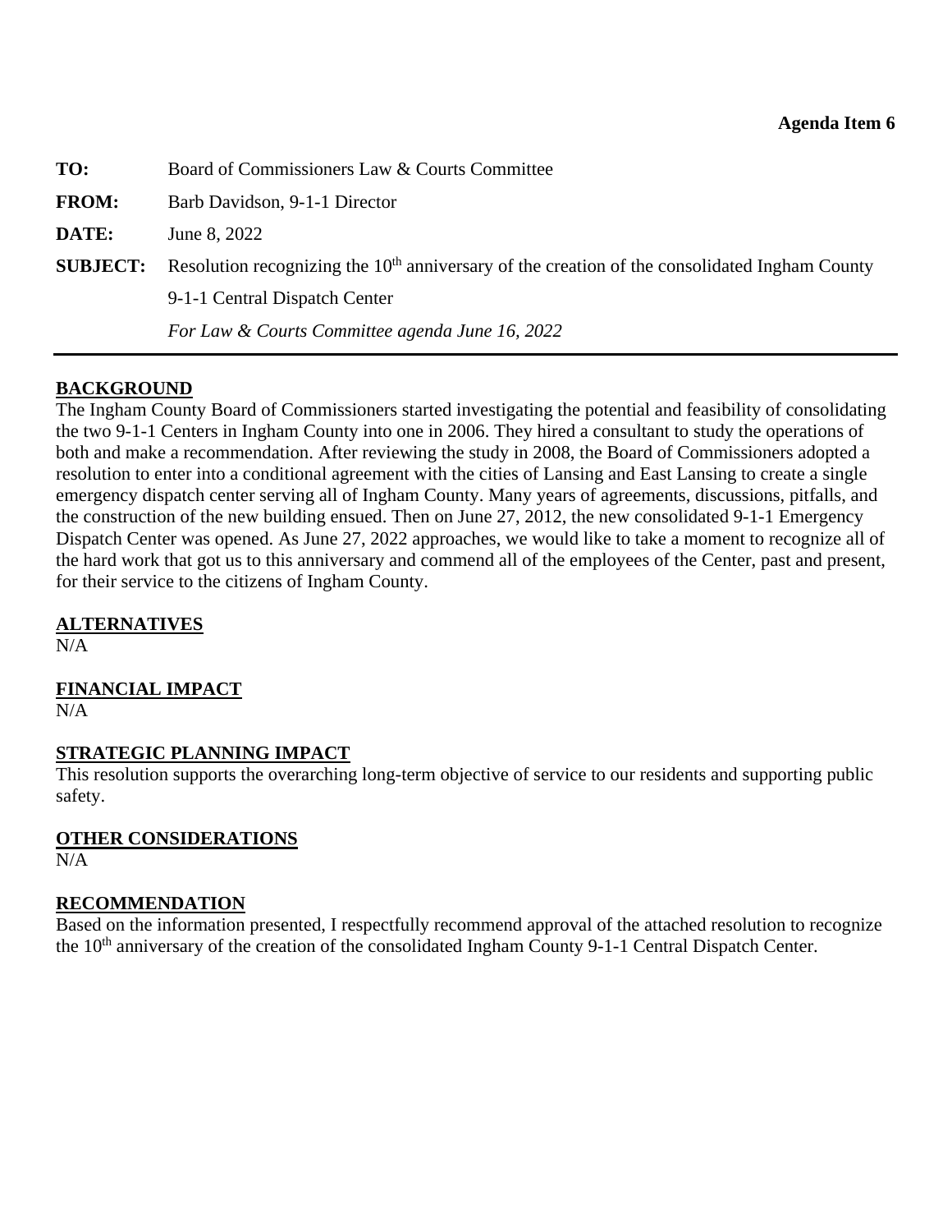**Agenda Item 6**

| | |
|---|---|
| **TO:** | Board of Commissioners Law & Courts Committee |
| **FROM:** | Barb Davidson, 9-1-1 Director |
| **DATE:** | June 8, 2022 |
| **SUBJECT:** | Resolution recognizing the 10th anniversary of the creation of the consolidated Ingham County 9-1-1 Central Dispatch Center |
| | *For Law & Courts Committee agenda June 16, 2022* |

**BACKGROUND**

The Ingham County Board of Commissioners started investigating the potential and feasibility of consolidating the two 9-1-1 Centers in Ingham County into one in 2006. They hired a consultant to study the operations of both and make a recommendation. After reviewing the study in 2008, the Board of Commissioners adopted a resolution to enter into a conditional agreement with the cities of Lansing and East Lansing to create a single emergency dispatch center serving all of Ingham County. Many years of agreements, discussions, pitfalls, and the construction of the new building ensued. Then on June 27, 2012, the new consolidated 9-1-1 Emergency Dispatch Center was opened. As June 27, 2022 approaches, we would like to take a moment to recognize all of the hard work that got us to this anniversary and commend all of the employees of the Center, past and present, for their service to the citizens of Ingham County.

**ALTERNATIVES**

N/A

**FINANCIAL IMPACT**

N/A

**STRATEGIC PLANNING IMPACT**

This resolution supports the overarching long-term objective of service to our residents and supporting public safety.

**OTHER CONSIDERATIONS**

N/A

**RECOMMENDATION**

Based on the information presented, I respectfully recommend approval of the attached resolution to recognize the 10th anniversary of the creation of the consolidated Ingham County 9-1-1 Central Dispatch Center.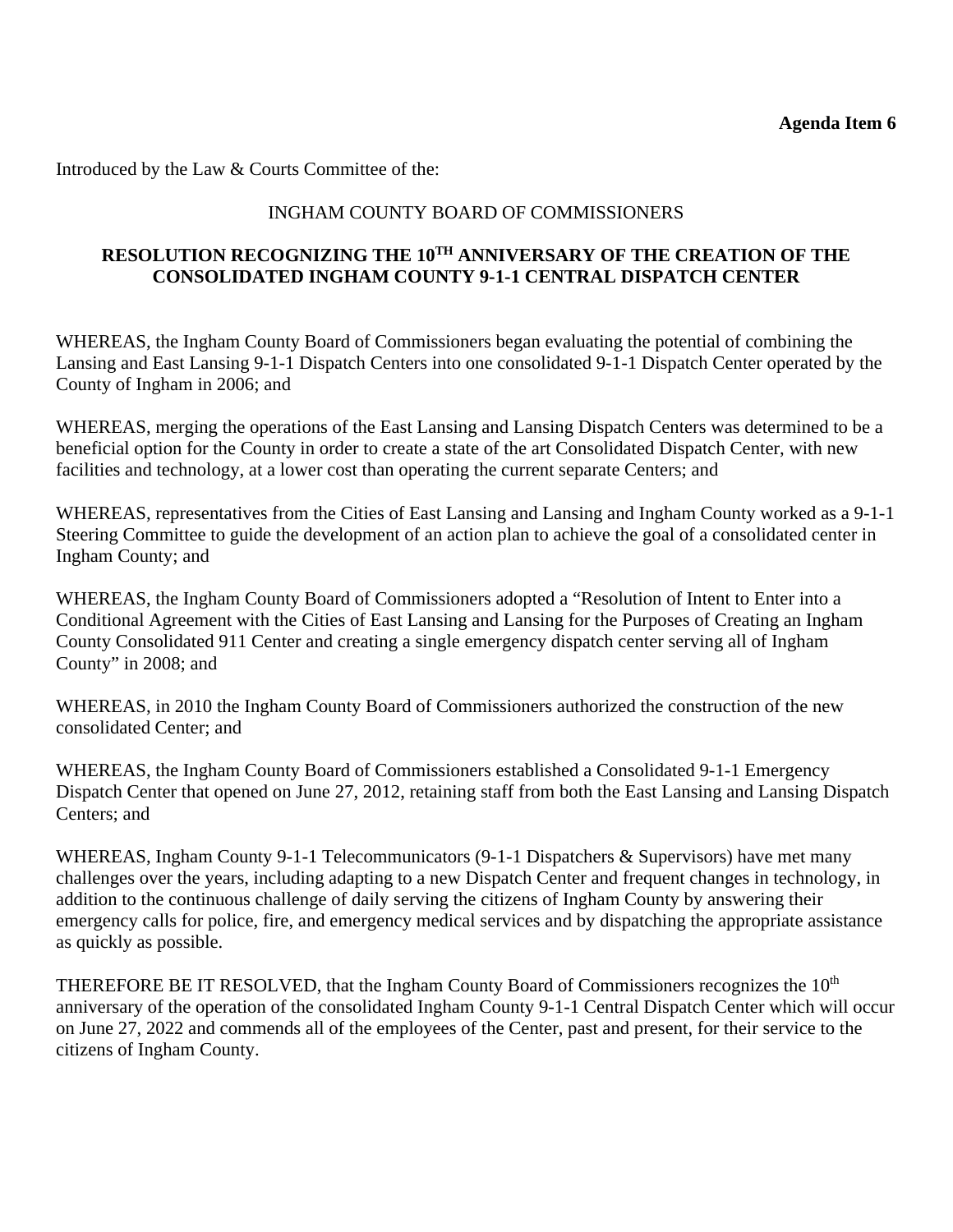**Agenda Item 6**

Introduced by the Law & Courts Committee of the:

INGHAM COUNTY BOARD OF COMMISSIONERS

**RESOLUTION RECOGNIZING THE 10TH ANNIVERSARY OF THE CREATION OF THE CONSOLIDATED INGHAM COUNTY 9-1-1 CENTRAL DISPATCH CENTER**

WHEREAS, the Ingham County Board of Commissioners began evaluating the potential of combining the Lansing and East Lansing 9-1-1 Dispatch Centers into one consolidated 9-1-1 Dispatch Center operated by the County of Ingham in 2006; and

WHEREAS, merging the operations of the East Lansing and Lansing Dispatch Centers was determined to be a beneficial option for the County in order to create a state of the art Consolidated Dispatch Center, with new facilities and technology, at a lower cost than operating the current separate Centers; and

WHEREAS, representatives from the Cities of East Lansing and Lansing and Ingham County worked as a 9-1-1 Steering Committee to guide the development of an action plan to achieve the goal of a consolidated center in Ingham County; and

WHEREAS, the Ingham County Board of Commissioners adopted a "Resolution of Intent to Enter into a Conditional Agreement with the Cities of East Lansing and Lansing for the Purposes of Creating an Ingham County Consolidated 911 Center and creating a single emergency dispatch center serving all of Ingham County" in 2008; and

WHEREAS, in 2010 the Ingham County Board of Commissioners authorized the construction of the new consolidated Center; and

WHEREAS, the Ingham County Board of Commissioners established a Consolidated 9-1-1 Emergency Dispatch Center that opened on June 27, 2012, retaining staff from both the East Lansing and Lansing Dispatch Centers; and

WHEREAS, Ingham County 9-1-1 Telecommunicators (9-1-1 Dispatchers & Supervisors) have met many challenges over the years, including adapting to a new Dispatch Center and frequent changes in technology, in addition to the continuous challenge of daily serving the citizens of Ingham County by answering their emergency calls for police, fire, and emergency medical services and by dispatching the appropriate assistance as quickly as possible.

THEREFORE BE IT RESOLVED, that the Ingham County Board of Commissioners recognizes the 10th anniversary of the operation of the consolidated Ingham County 9-1-1 Central Dispatch Center which will occur on June 27, 2022 and commends all of the employees of the Center, past and present, for their service to the citizens of Ingham County.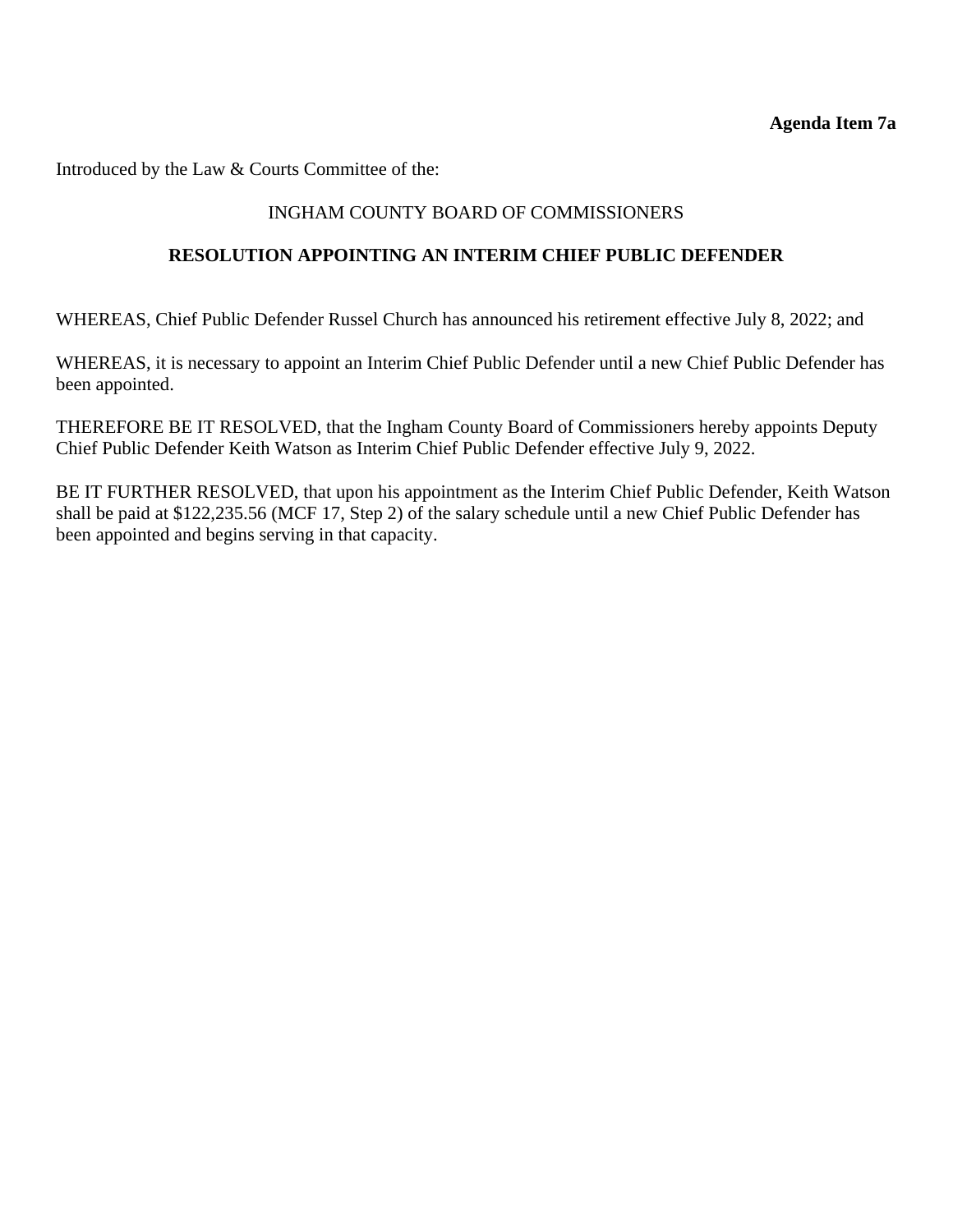**Agenda Item 7a**

Introduced by the Law & Courts Committee of the:

INGHAM COUNTY BOARD OF COMMISSIONERS

**RESOLUTION APPOINTING AN INTERIM CHIEF PUBLIC DEFENDER**

WHEREAS, Chief Public Defender Russel Church has announced his retirement effective July 8, 2022; and

WHEREAS, it is necessary to appoint an Interim Chief Public Defender until a new Chief Public Defender has been appointed.

THEREFORE BE IT RESOLVED, that the Ingham County Board of Commissioners hereby appoints Deputy Chief Public Defender Keith Watson as Interim Chief Public Defender effective July 9, 2022.

BE IT FURTHER RESOLVED, that upon his appointment as the Interim Chief Public Defender, Keith Watson shall be paid at $122,235.56 (MCF 17, Step 2) of the salary schedule until a new Chief Public Defender has been appointed and begins serving in that capacity.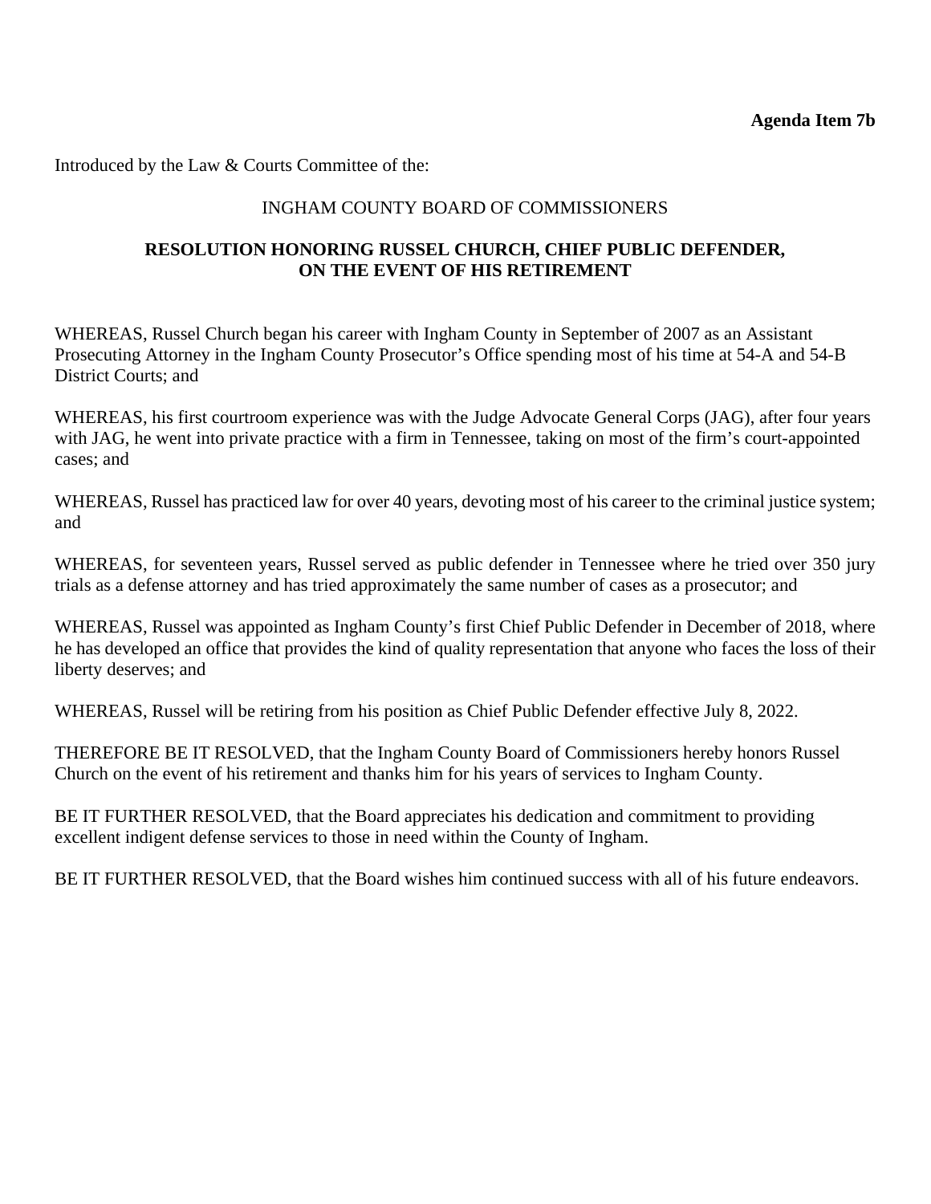**Agenda Item 7b**

Introduced by the Law & Courts Committee of the:

INGHAM COUNTY BOARD OF COMMISSIONERS

**RESOLUTION HONORING RUSSEL CHURCH, CHIEF PUBLIC DEFENDER, ON THE EVENT OF HIS RETIREMENT**

WHEREAS, Russel Church began his career with Ingham County in September of 2007 as an Assistant Prosecuting Attorney in the Ingham County Prosecutor's Office spending most of his time at 54-A and 54-B District Courts; and

WHEREAS, his first courtroom experience was with the Judge Advocate General Corps (JAG), after four years with JAG, he went into private practice with a firm in Tennessee, taking on most of the firm's court-appointed cases; and

WHEREAS, Russel has practiced law for over 40 years, devoting most of his career to the criminal justice system; and

WHEREAS, for seventeen years, Russel served as public defender in Tennessee where he tried over 350 jury trials as a defense attorney and has tried approximately the same number of cases as a prosecutor; and

WHEREAS, Russel was appointed as Ingham County's first Chief Public Defender in December of 2018, where he has developed an office that provides the kind of quality representation that anyone who faces the loss of their liberty deserves; and

WHEREAS, Russel will be retiring from his position as Chief Public Defender effective July 8, 2022.

THEREFORE BE IT RESOLVED, that the Ingham County Board of Commissioners hereby honors Russel Church on the event of his retirement and thanks him for his years of services to Ingham County.

BE IT FURTHER RESOLVED, that the Board appreciates his dedication and commitment to providing excellent indigent defense services to those in need within the County of Ingham.

BE IT FURTHER RESOLVED, that the Board wishes him continued success with all of his future endeavors.